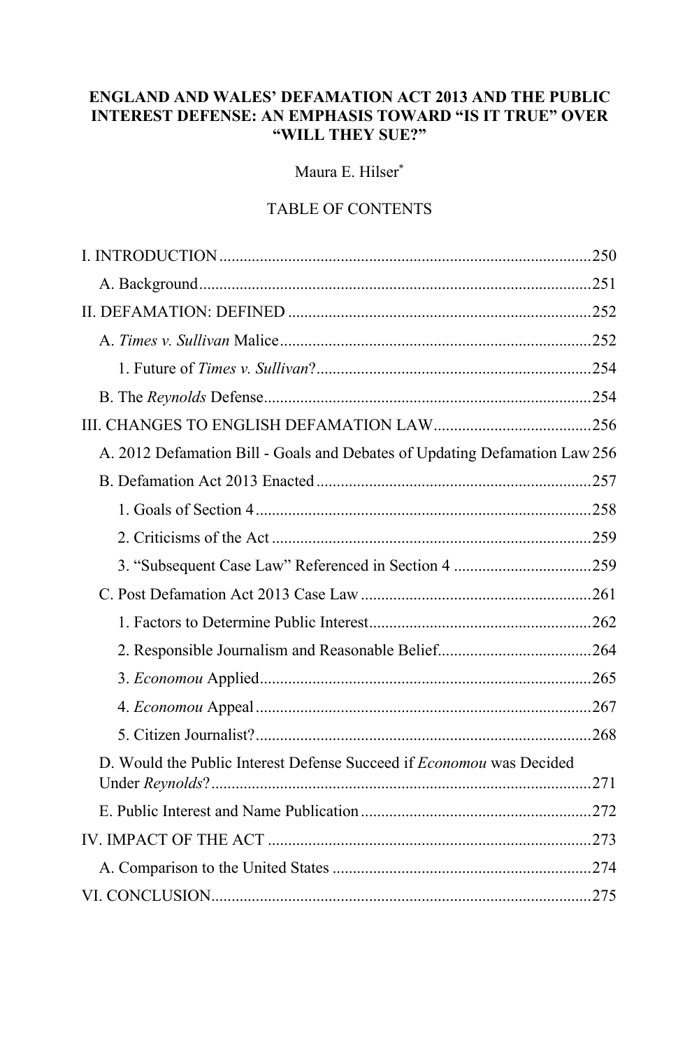# ENGLAND AND WALES' DEFAMATION ACT 2013 AND THE PUBLIC INTEREST DEFENSE: AN EMPHASIS TOWARD "IS IT TRUE" OVER "WILL THEY SUE?"

Maura E. Hilser[*]

TABLE OF CONTENTS

I. INTRODUCTION .......... 250
- A. Background .......... 251

II. DEFAMATION: DEFINED .......... 252
- A. *Times v. Sullivan* Malice .......... 252
  - 1. Future of *Times v. Sullivan*? .......... 254
- B. The *Reynolds* Defense .......... 254

III. CHANGES TO ENGLISH DEFAMATION LAW .......... 256
- A. 2012 Defamation Bill - Goals and Debates of Updating Defamation Law .......... 256
- B. Defamation Act 2013 Enacted .......... 257
  - 1. Goals of Section 4 .......... 258
  - 2. Criticisms of the Act .......... 259
  - 3. "Subsequent Case Law" Referenced in Section 4 .......... 259
- C. Post Defamation Act 2013 Case Law .......... 261
  - 1. Factors to Determine Public Interest .......... 262
  - 2. Responsible Journalism and Reasonable Belief .......... 264
  - 3. *Economou* Applied .......... 265
  - 4. *Economou* Appeal .......... 267
  - 5. Citizen Journalist? .......... 268
- D. Would the Public Interest Defense Succeed if *Economou* was Decided Under *Reynolds*? .......... 271
- E. Public Interest and Name Publication .......... 272

IV. IMPACT OF THE ACT .......... 273
- A. Comparison to the United States .......... 274

VI. CONCLUSION .......... 275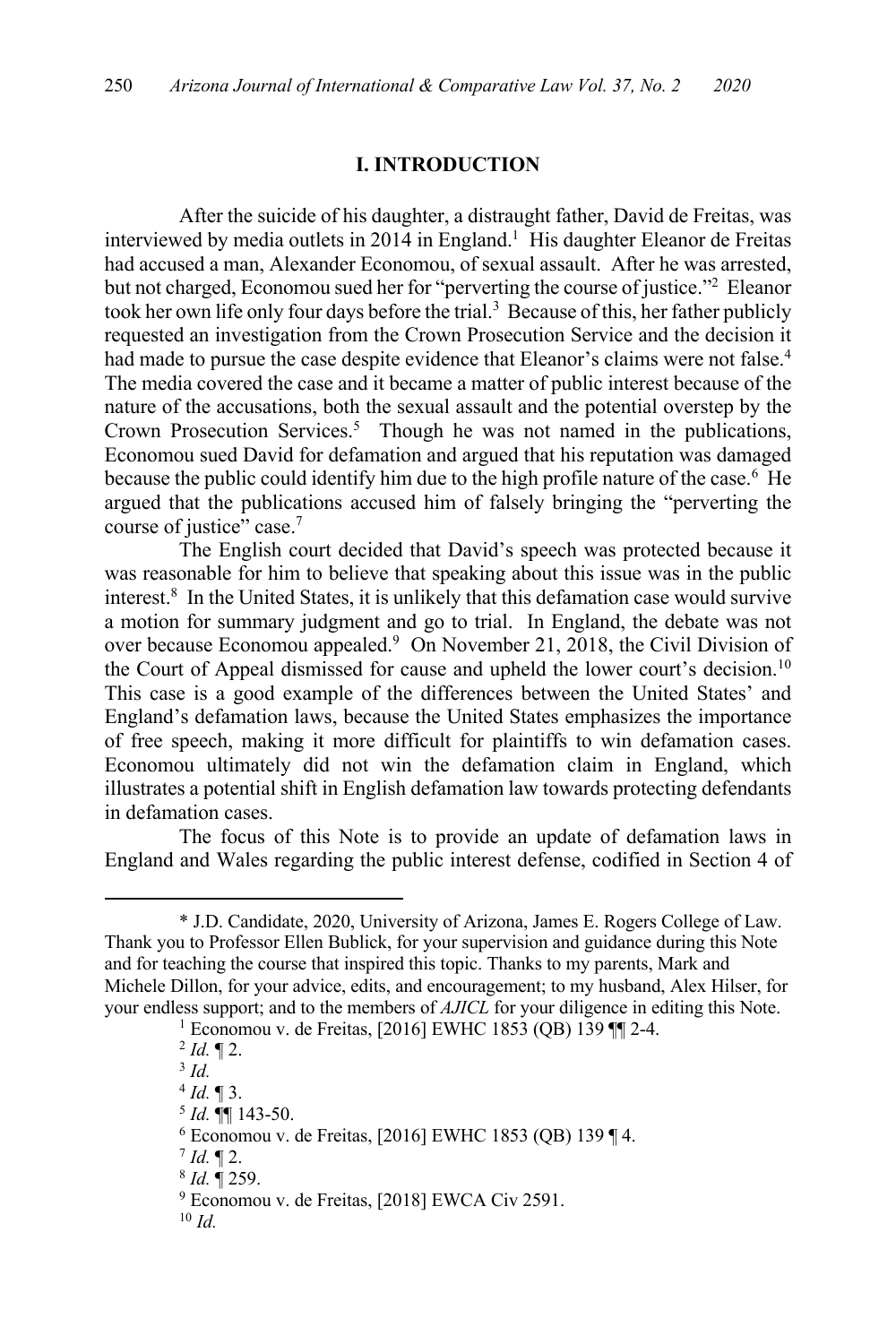## I. INTRODUCTION

After the suicide of his daughter, a distraught father, David de Freitas, was interviewed by media outlets in 2014 in England.[1] His daughter Eleanor de Freitas had accused a man, Alexander Economou, of sexual assault. After he was arrested, but not charged, Economou sued her for "perverting the course of justice."[2] Eleanor took her own life only four days before the trial.[3] Because of this, her father publicly requested an investigation from the Crown Prosecution Service and the decision it had made to pursue the case despite evidence that Eleanor's claims were not false.[4] The media covered the case and it became a matter of public interest because of the nature of the accusations, both the sexual assault and the potential overstep by the Crown Prosecution Services.[5] Though he was not named in the publications, Economou sued David for defamation and argued that his reputation was damaged because the public could identify him due to the high profile nature of the case.[6] He argued that the publications accused him of falsely bringing the "perverting the course of justice" case.[7]

The English court decided that David's speech was protected because it was reasonable for him to believe that speaking about this issue was in the public interest.[8] In the United States, it is unlikely that this defamation case would survive a motion for summary judgment and go to trial. In England, the debate was not over because Economou appealed.[9] On November 21, 2018, the Civil Division of the Court of Appeal dismissed for cause and upheld the lower court's decision.[10] This case is a good example of the differences between the United States' and England's defamation laws, because the United States emphasizes the importance of free speech, making it more difficult for plaintiffs to win defamation cases. Economou ultimately did not win the defamation claim in England, which illustrates a potential shift in English defamation law towards protecting defendants in defamation cases.

The focus of this Note is to provide an update of defamation laws in England and Wales regarding the public interest defense, codified in Section 4 of

---

\* J.D. Candidate, 2020, University of Arizona, James E. Rogers College of Law. Thank you to Professor Ellen Bublick, for your supervision and guidance during this Note and for teaching the course that inspired this topic. Thanks to my parents, Mark and Michele Dillon, for your advice, edits, and encouragement; to my husband, Alex Hilser, for your endless support; and to the members of *AJICL* for your diligence in editing this Note.

[1] Economou v. de Freitas, [2016] EWHC 1853 (QB) 139 ¶¶ 2-4.

[2] *Id.* ¶ 2.

[3] *Id.*

[4] *Id.* ¶ 3.

[5] *Id.* ¶¶ 143-50.

[6] Economou v. de Freitas, [2016] EWHC 1853 (QB) 139 ¶ 4.

[7] *Id.* ¶ 2.

[8] *Id.* ¶ 259.

[9] Economou v. de Freitas, [2018] EWCA Civ 2591.

[10] *Id.*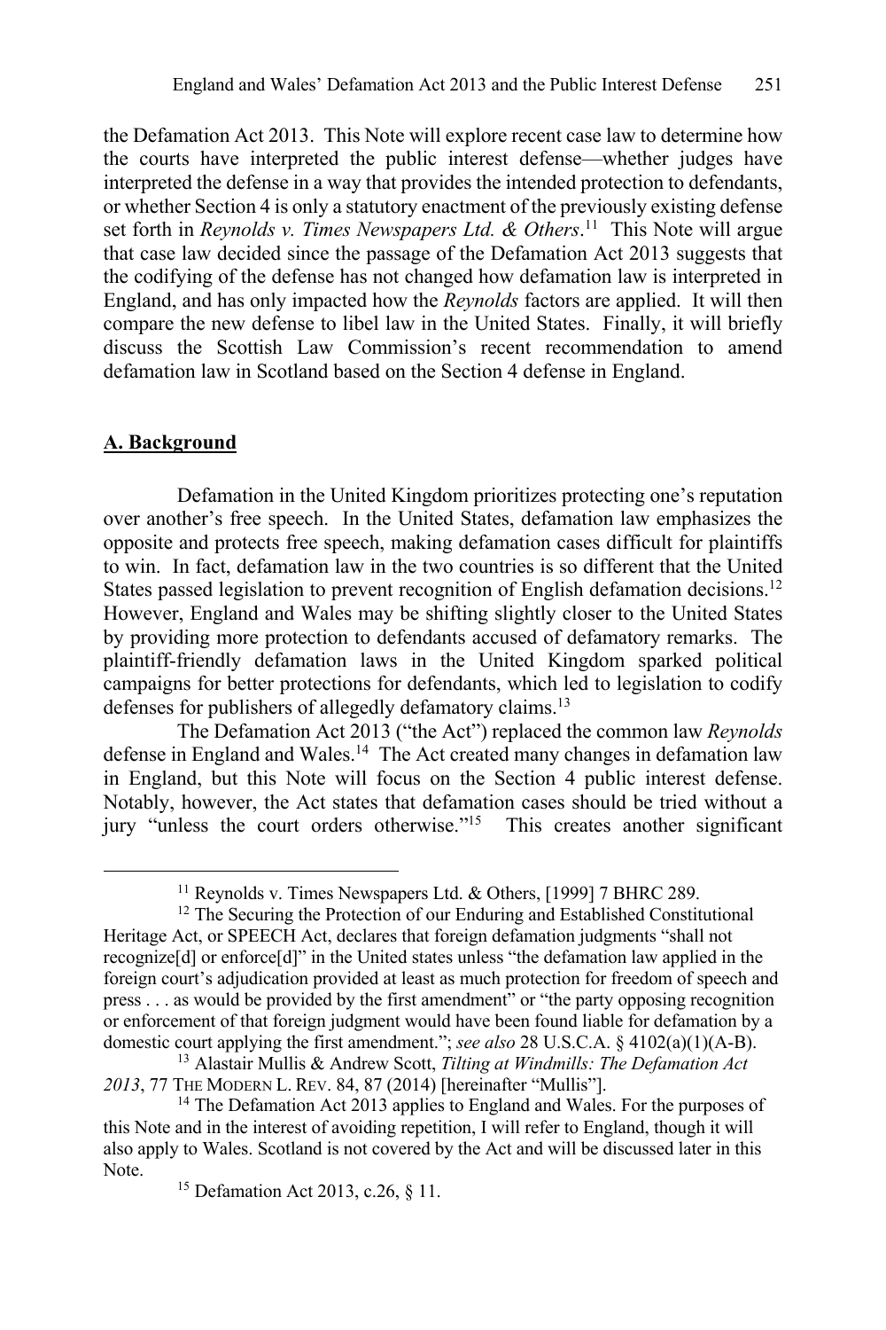the Defamation Act 2013. This Note will explore recent case law to determine how the courts have interpreted the public interest defense—whether judges have interpreted the defense in a way that provides the intended protection to defendants, or whether Section 4 is only a statutory enactment of the previously existing defense set forth in *Reynolds v. Times Newspapers Ltd. & Others*.[11] This Note will argue that case law decided since the passage of the Defamation Act 2013 suggests that the codifying of the defense has not changed how defamation law is interpreted in England, and has only impacted how the *Reynolds* factors are applied. It will then compare the new defense to libel law in the United States. Finally, it will briefly discuss the Scottish Law Commission's recent recommendation to amend defamation law in Scotland based on the Section 4 defense in England.

## A. Background

Defamation in the United Kingdom prioritizes protecting one's reputation over another's free speech. In the United States, defamation law emphasizes the opposite and protects free speech, making defamation cases difficult for plaintiffs to win. In fact, defamation law in the two countries is so different that the United States passed legislation to prevent recognition of English defamation decisions.[12] However, England and Wales may be shifting slightly closer to the United States by providing more protection to defendants accused of defamatory remarks. The plaintiff-friendly defamation laws in the United Kingdom sparked political campaigns for better protections for defendants, which led to legislation to codify defenses for publishers of allegedly defamatory claims.[13]

The Defamation Act 2013 ("the Act") replaced the common law *Reynolds* defense in England and Wales.[14] The Act created many changes in defamation law in England, but this Note will focus on the Section 4 public interest defense. Notably, however, the Act states that defamation cases should be tried without a jury "unless the court orders otherwise."[15] This creates another significant

---

[11] Reynolds v. Times Newspapers Ltd. & Others, [1999] 7 BHRC 289.

[12] The Securing the Protection of our Enduring and Established Constitutional Heritage Act, or SPEECH Act, declares that foreign defamation judgments "shall not recognize[d] or enforce[d]" in the United states unless "the defamation law applied in the foreign court's adjudication provided at least as much protection for freedom of speech and press . . . as would be provided by the first amendment" or "the party opposing recognition or enforcement of that foreign judgment would have been found liable for defamation by a domestic court applying the first amendment."; *see also* 28 U.S.C.A. § 4102(a)(1)(A-B).

[13] Alastair Mullis & Andrew Scott, *Tilting at Windmills: The Defamation Act 2013*, 77 THE MODERN L. REV. 84, 87 (2014) [hereinafter "Mullis"].

[14] The Defamation Act 2013 applies to England and Wales. For the purposes of this Note and in the interest of avoiding repetition, I will refer to England, though it will also apply to Wales. Scotland is not covered by the Act and will be discussed later in this Note.

[15] Defamation Act 2013, c.26, § 11.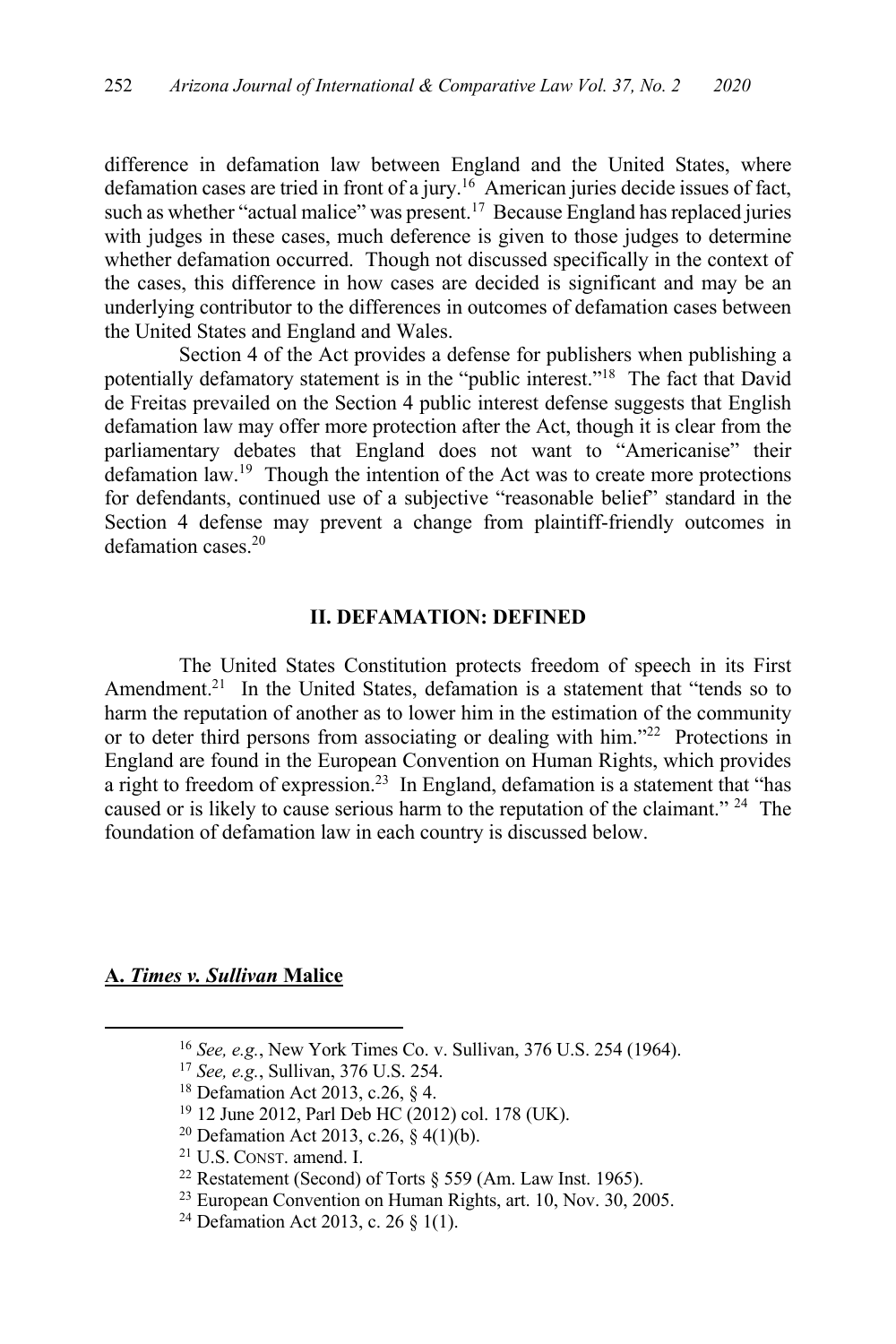difference in defamation law between England and the United States, where defamation cases are tried in front of a jury.[16] American juries decide issues of fact, such as whether "actual malice" was present.[17] Because England has replaced juries with judges in these cases, much deference is given to those judges to determine whether defamation occurred. Though not discussed specifically in the context of the cases, this difference in how cases are decided is significant and may be an underlying contributor to the differences in outcomes of defamation cases between the United States and England and Wales.

Section 4 of the Act provides a defense for publishers when publishing a potentially defamatory statement is in the "public interest."[18] The fact that David de Freitas prevailed on the Section 4 public interest defense suggests that English defamation law may offer more protection after the Act, though it is clear from the parliamentary debates that England does not want to "Americanise" their defamation law.[19] Though the intention of the Act was to create more protections for defendants, continued use of a subjective "reasonable belief" standard in the Section 4 defense may prevent a change from plaintiff-friendly outcomes in defamation cases.[20]

## II. DEFAMATION: DEFINED

The United States Constitution protects freedom of speech in its First Amendment.[21] In the United States, defamation is a statement that "tends so to harm the reputation of another as to lower him in the estimation of the community or to deter third persons from associating or dealing with him."[22] Protections in England are found in the European Convention on Human Rights, which provides a right to freedom of expression.[23] In England, defamation is a statement that "has caused or is likely to cause serious harm to the reputation of the claimant."[24] The foundation of defamation law in each country is discussed below.

### A. *Times v. Sullivan* Malice

---

[16] *See, e.g.*, New York Times Co. v. Sullivan, 376 U.S. 254 (1964).

[17] *See, e.g.*, Sullivan, 376 U.S. 254.

[18] Defamation Act 2013, c.26, § 4.

[19] 12 June 2012, Parl Deb HC (2012) col. 178 (UK).

[20] Defamation Act 2013, c.26, § 4(1)(b).

[21] U.S. CONST. amend. I.

[22] Restatement (Second) of Torts § 559 (Am. Law Inst. 1965).

[23] European Convention on Human Rights, art. 10, Nov. 30, 2005.

[24] Defamation Act 2013, c. 26 § 1(1).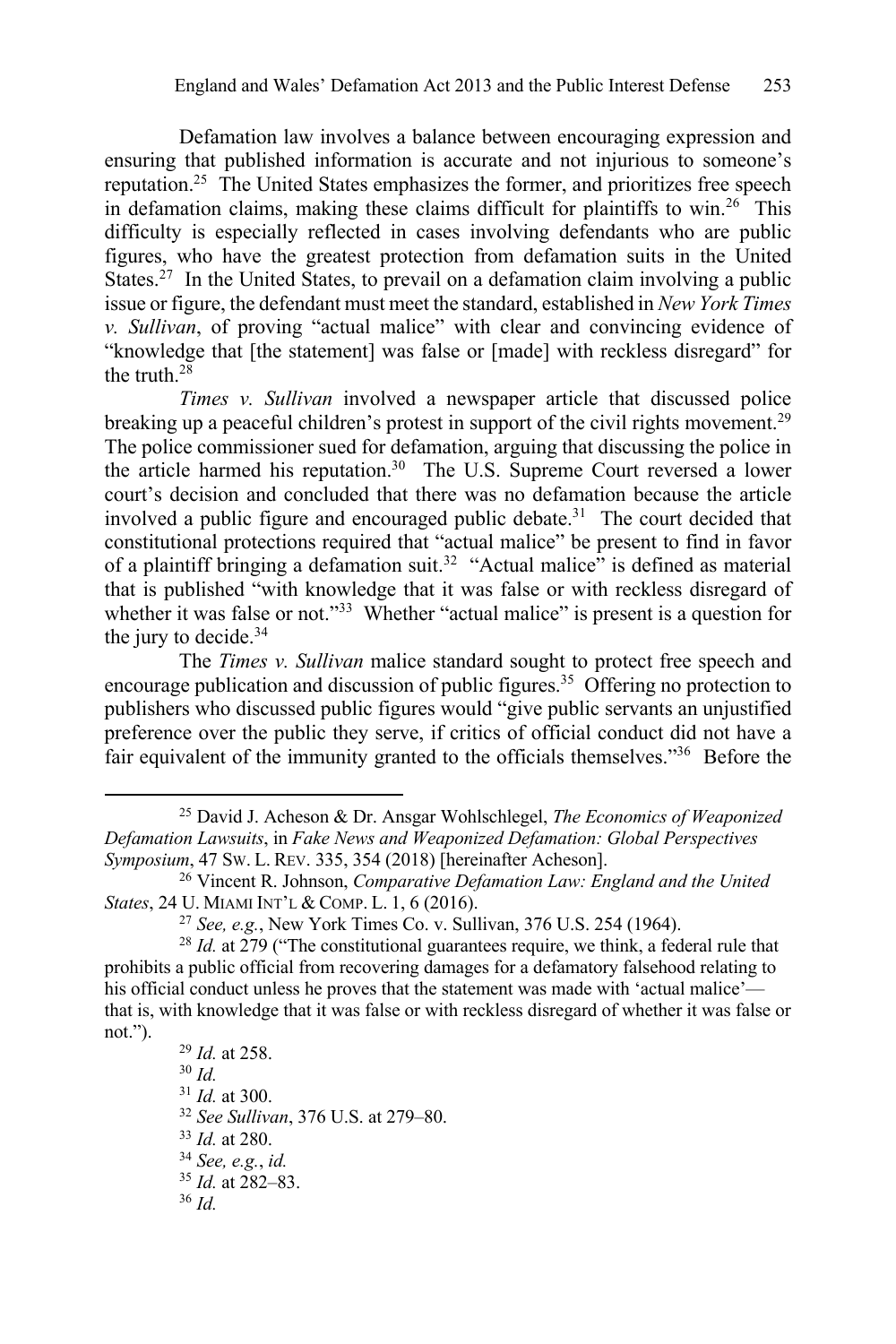Defamation law involves a balance between encouraging expression and ensuring that published information is accurate and not injurious to someone's reputation.[25] The United States emphasizes the former, and prioritizes free speech in defamation claims, making these claims difficult for plaintiffs to win.[26] This difficulty is especially reflected in cases involving defendants who are public figures, who have the greatest protection from defamation suits in the United States.[27] In the United States, to prevail on a defamation claim involving a public issue or figure, the defendant must meet the standard, established in *New York Times v. Sullivan*, of proving "actual malice" with clear and convincing evidence of "knowledge that [the statement] was false or [made] with reckless disregard" for the truth.[28]

*Times v. Sullivan* involved a newspaper article that discussed police breaking up a peaceful children's protest in support of the civil rights movement.[29] The police commissioner sued for defamation, arguing that discussing the police in the article harmed his reputation.[30] The U.S. Supreme Court reversed a lower court's decision and concluded that there was no defamation because the article involved a public figure and encouraged public debate.[31] The court decided that constitutional protections required that "actual malice" be present to find in favor of a plaintiff bringing a defamation suit.[32] "Actual malice" is defined as material that is published "with knowledge that it was false or with reckless disregard of whether it was false or not."[33] Whether "actual malice" is present is a question for the jury to decide.[34]

The *Times v. Sullivan* malice standard sought to protect free speech and encourage publication and discussion of public figures.[35] Offering no protection to publishers who discussed public figures would "give public servants an unjustified preference over the public they serve, if critics of official conduct did not have a fair equivalent of the immunity granted to the officials themselves."[36] Before the

---

[25] David J. Acheson & Dr. Ansgar Wohlschlegel, *The Economics of Weaponized Defamation Lawsuits*, in *Fake News and Weaponized Defamation: Global Perspectives Symposium*, 47 SW. L. REV. 335, 354 (2018) [hereinafter Acheson].

[26] Vincent R. Johnson, *Comparative Defamation Law: England and the United States*, 24 U. MIAMI INT'L & COMP. L. 1, 6 (2016).

[27] *See, e.g.*, New York Times Co. v. Sullivan, 376 U.S. 254 (1964).

[28] *Id.* at 279 ("The constitutional guarantees require, we think, a federal rule that prohibits a public official from recovering damages for a defamatory falsehood relating to his official conduct unless he proves that the statement was made with 'actual malice'—that is, with knowledge that it was false or with reckless disregard of whether it was false or not.").

[29] *Id.* at 258.

[30] *Id.*

[31] *Id.* at 300.

[32] *See Sullivan*, 376 U.S. at 279–80.

[33] *Id.* at 280.

[34] *See, e.g.*, *id.*

[35] *Id.* at 282–83.

[36] *Id.*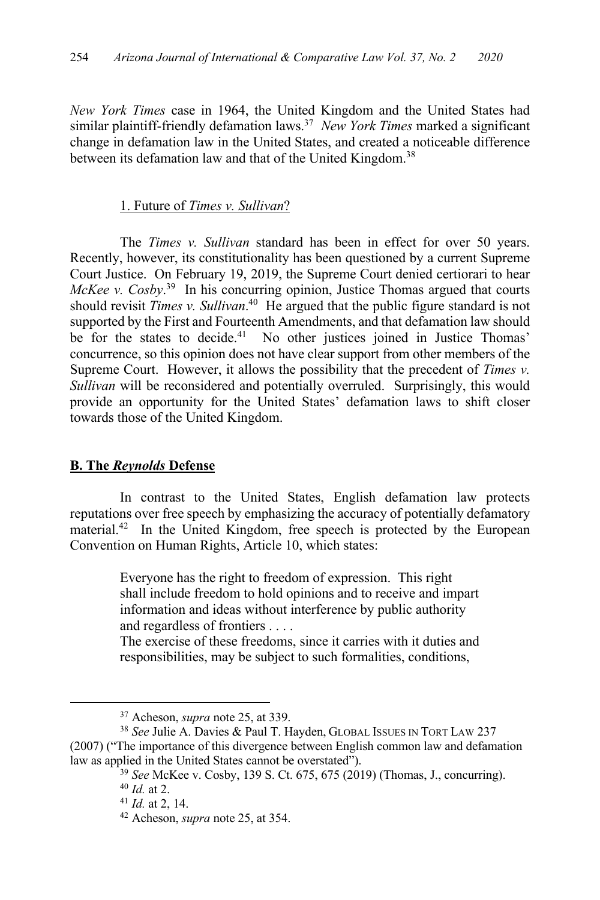*New York Times* case in 1964, the United Kingdom and the United States had similar plaintiff-friendly defamation laws.[37] *New York Times* marked a significant change in defamation law in the United States, and created a noticeable difference between its defamation law and that of the United Kingdom.[38]

#### 1. Future of *Times v. Sullivan*?

The *Times v. Sullivan* standard has been in effect for over 50 years. Recently, however, its constitutionality has been questioned by a current Supreme Court Justice. On February 19, 2019, the Supreme Court denied certiorari to hear *McKee v. Cosby*.[39] In his concurring opinion, Justice Thomas argued that courts should revisit *Times v. Sullivan*.[40] He argued that the public figure standard is not supported by the First and Fourteenth Amendments, and that defamation law should be for the states to decide.[41] No other justices joined in Justice Thomas' concurrence, so this opinion does not have clear support from other members of the Supreme Court. However, it allows the possibility that the precedent of *Times v. Sullivan* will be reconsidered and potentially overruled. Surprisingly, this would provide an opportunity for the United States' defamation laws to shift closer towards those of the United Kingdom.

### B. The *Reynolds* Defense

In contrast to the United States, English defamation law protects reputations over free speech by emphasizing the accuracy of potentially defamatory material.[42] In the United Kingdom, free speech is protected by the European Convention on Human Rights, Article 10, which states:

> Everyone has the right to freedom of expression. This right shall include freedom to hold opinions and to receive and impart information and ideas without interference by public authority and regardless of frontiers . . . .
> The exercise of these freedoms, since it carries with it duties and responsibilities, may be subject to such formalities, conditions,

---

[37] Acheson, *supra* note 25, at 339.

[38] *See* Julie A. Davies & Paul T. Hayden, GLOBAL ISSUES IN TORT LAW 237 (2007) ("The importance of this divergence between English common law and defamation law as applied in the United States cannot be overstated").

[39] *See* McKee v. Cosby, 139 S. Ct. 675, 675 (2019) (Thomas, J., concurring).

[40] *Id.* at 2.

[41] *Id.* at 2, 14.

[42] Acheson, *supra* note 25, at 354.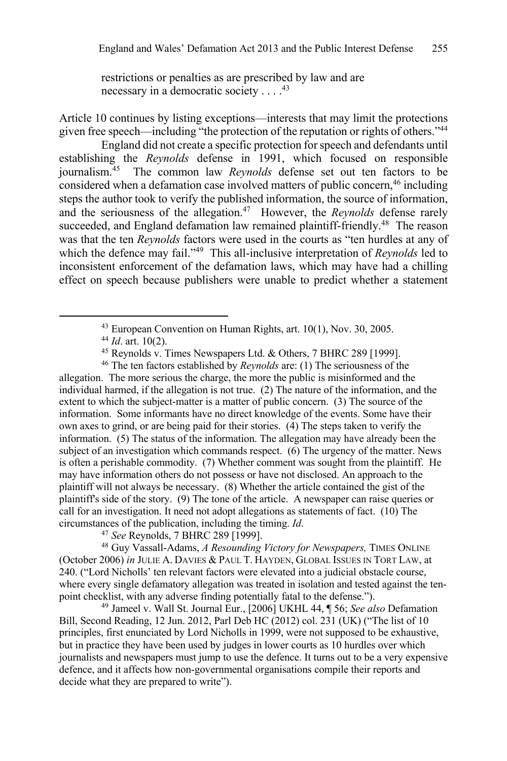> restrictions or penalties as are prescribed by law and are necessary in a democratic society . . . .[43]

Article 10 continues by listing exceptions—interests that may limit the protections given free speech—including "the protection of the reputation or rights of others."[44]

England did not create a specific protection for speech and defendants until establishing the *Reynolds* defense in 1991, which focused on responsible journalism.[45] The common law *Reynolds* defense set out ten factors to be considered when a defamation case involved matters of public concern,[46] including steps the author took to verify the published information, the source of information, and the seriousness of the allegation.[47] However, the *Reynolds* defense rarely succeeded, and England defamation law remained plaintiff-friendly.[48] The reason was that the ten *Reynolds* factors were used in the courts as "ten hurdles at any of which the defence may fail."[49] This all-inclusive interpretation of *Reynolds* led to inconsistent enforcement of the defamation laws, which may have had a chilling effect on speech because publishers were unable to predict whether a statement

---

[43] European Convention on Human Rights, art. 10(1), Nov. 30, 2005.

[44] *Id*. art. 10(2).

[45] Reynolds v. Times Newspapers Ltd. & Others, 7 BHRC 289 [1999].

[46] The ten factors established by *Reynolds* are: (1) The seriousness of the allegation. The more serious the charge, the more the public is misinformed and the individual harmed, if the allegation is not true. (2) The nature of the information, and the extent to which the subject-matter is a matter of public concern. (3) The source of the information. Some informants have no direct knowledge of the events. Some have their own axes to grind, or are being paid for their stories. (4) The steps taken to verify the information. (5) The status of the information. The allegation may have already been the subject of an investigation which commands respect. (6) The urgency of the matter. News is often a perishable commodity. (7) Whether comment was sought from the plaintiff. He may have information others do not possess or have not disclosed. An approach to the plaintiff will not always be necessary. (8) Whether the article contained the gist of the plaintiff's side of the story. (9) The tone of the article. A newspaper can raise queries or call for an investigation. It need not adopt allegations as statements of fact. (10) The circumstances of the publication, including the timing. *Id*.

[47] *See* Reynolds, 7 BHRC 289 [1999].

[48] Guy Vassall-Adams, *A Resounding Victory for Newspapers,* TIMES ONLINE (October 2006) *in* JULIE A. DAVIES & PAUL T. HAYDEN, GLOBAL ISSUES IN TORT LAW, at 240. ("Lord Nicholls' ten relevant factors were elevated into a judicial obstacle course, where every single defamatory allegation was treated in isolation and tested against the ten-point checklist, with any adverse finding potentially fatal to the defense.").

[49] Jameel v. Wall St. Journal Eur., [2006] UKHL 44, ¶ 56; *See also* Defamation Bill, Second Reading, 12 Jun. 2012, Parl Deb HC (2012) col. 231 (UK) ("The list of 10 principles, first enunciated by Lord Nicholls in 1999, were not supposed to be exhaustive, but in practice they have been used by judges in lower courts as 10 hurdles over which journalists and newspapers must jump to use the defence. It turns out to be a very expensive defence, and it affects how non-governmental organisations compile their reports and decide what they are prepared to write").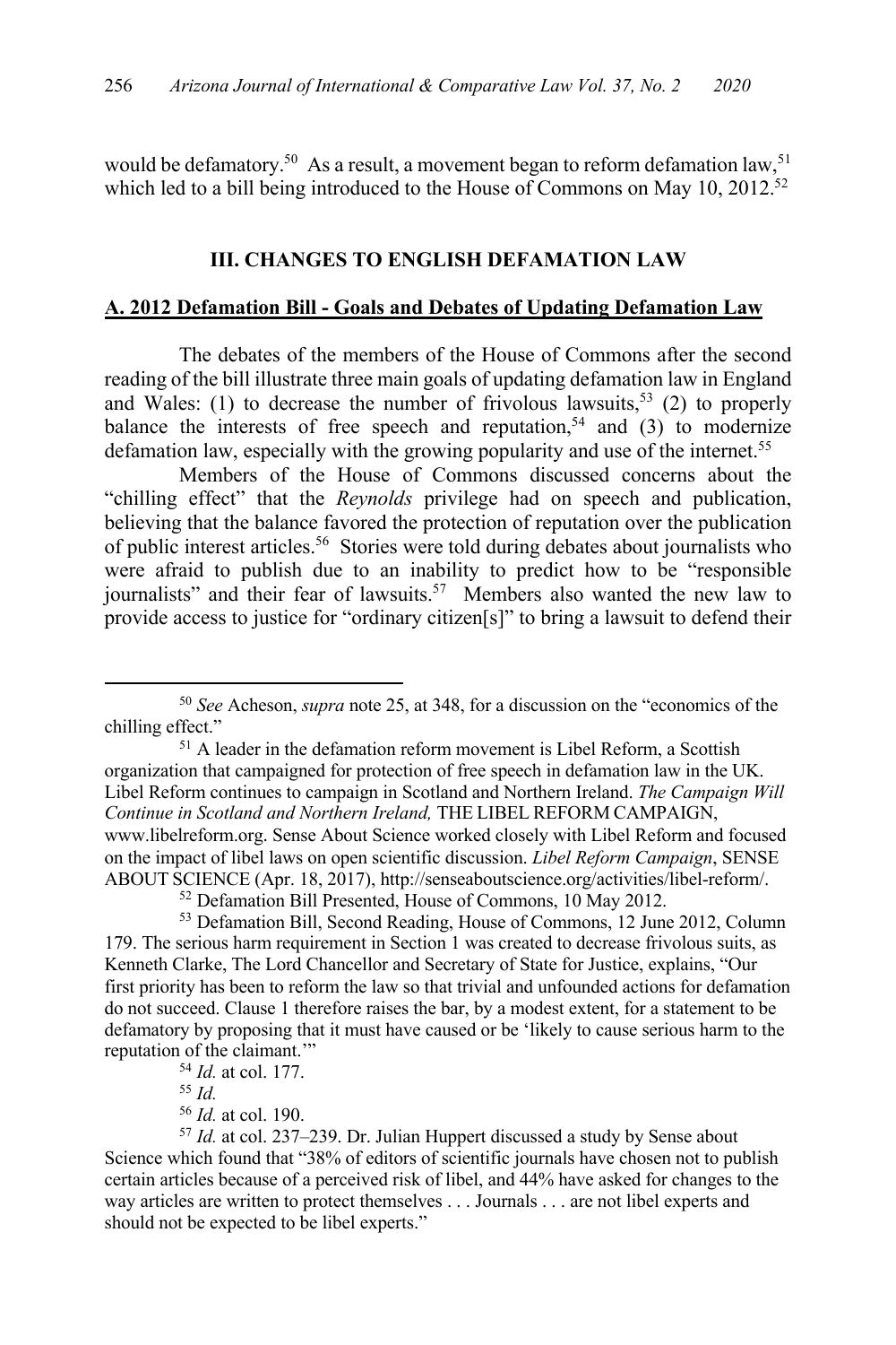would be defamatory.[50] As a result, a movement began to reform defamation law,[51] which led to a bill being introduced to the House of Commons on May 10, 2012.[52]

## III. CHANGES TO ENGLISH DEFAMATION LAW

### A. 2012 Defamation Bill - Goals and Debates of Updating Defamation Law

The debates of the members of the House of Commons after the second reading of the bill illustrate three main goals of updating defamation law in England and Wales: (1) to decrease the number of frivolous lawsuits,[53] (2) to properly balance the interests of free speech and reputation,[54] and (3) to modernize defamation law, especially with the growing popularity and use of the internet.[55]

Members of the House of Commons discussed concerns about the "chilling effect" that the *Reynolds* privilege had on speech and publication, believing that the balance favored the protection of reputation over the publication of public interest articles.[56] Stories were told during debates about journalists who were afraid to publish due to an inability to predict how to be "responsible journalists" and their fear of lawsuits.[57] Members also wanted the new law to provide access to justice for "ordinary citizen[s]" to bring a lawsuit to defend their

---

[50] *See* Acheson, *supra* note 25, at 348, for a discussion on the "economics of the chilling effect."

[51] A leader in the defamation reform movement is Libel Reform, a Scottish organization that campaigned for protection of free speech in defamation law in the UK. Libel Reform continues to campaign in Scotland and Northern Ireland. *The Campaign Will Continue in Scotland and Northern Ireland,* THE LIBEL REFORM CAMPAIGN, www.libelreform.org. Sense About Science worked closely with Libel Reform and focused on the impact of libel laws on open scientific discussion. *Libel Reform Campaign*, SENSE ABOUT SCIENCE (Apr. 18, 2017), http://senseaboutscience.org/activities/libel-reform/.

[52] Defamation Bill Presented, House of Commons, 10 May 2012.

[53] Defamation Bill, Second Reading, House of Commons, 12 June 2012, Column 179. The serious harm requirement in Section 1 was created to decrease frivolous suits, as Kenneth Clarke, The Lord Chancellor and Secretary of State for Justice, explains, "Our first priority has been to reform the law so that trivial and unfounded actions for defamation do not succeed. Clause 1 therefore raises the bar, by a modest extent, for a statement to be defamatory by proposing that it must have caused or be 'likely to cause serious harm to the reputation of the claimant.'"

[54] *Id.* at col. 177.

[55] *Id.*

[56] *Id.* at col. 190.

[57] *Id.* at col. 237–239. Dr. Julian Huppert discussed a study by Sense about Science which found that "38% of editors of scientific journals have chosen not to publish certain articles because of a perceived risk of libel, and 44% have asked for changes to the way articles are written to protect themselves . . . Journals . . . are not libel experts and should not be expected to be libel experts."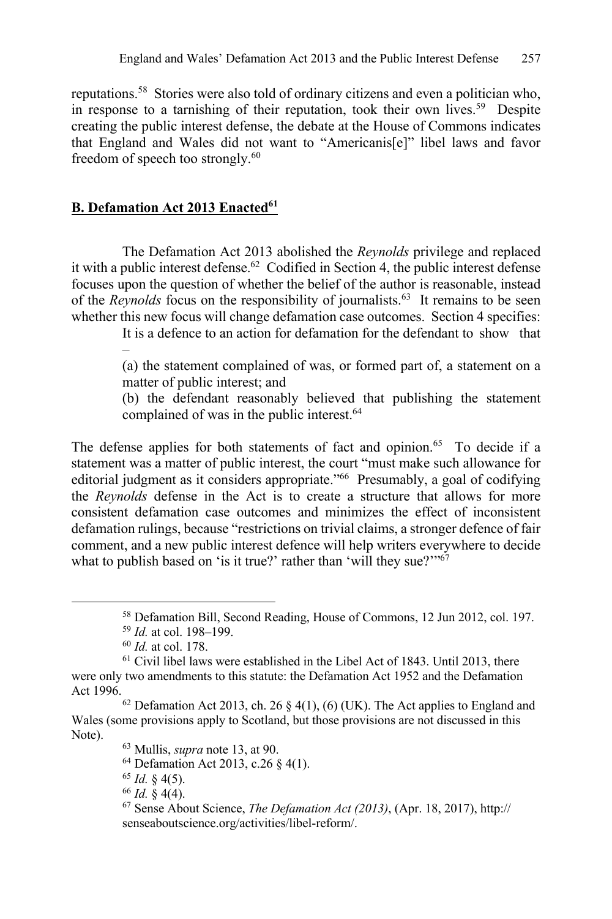reputations.[58] Stories were also told of ordinary citizens and even a politician who, in response to a tarnishing of their reputation, took their own lives.[59] Despite creating the public interest defense, the debate at the House of Commons indicates that England and Wales did not want to "Americanis[e]" libel laws and favor freedom of speech too strongly.[60]

## **B. Defamation Act 2013 Enacted[61]**

The Defamation Act 2013 abolished the *Reynolds* privilege and replaced it with a public interest defense.[62] Codified in Section 4, the public interest defense focuses upon the question of whether the belief of the author is reasonable, instead of the *Reynolds* focus on the responsibility of journalists.[63] It remains to be seen whether this new focus will change defamation case outcomes. Section 4 specifies:

> It is a defence to an action for defamation for the defendant to show that –
>
> (a) the statement complained of was, or formed part of, a statement on a matter of public interest; and
>
> (b) the defendant reasonably believed that publishing the statement complained of was in the public interest.[64]

The defense applies for both statements of fact and opinion.[65] To decide if a statement was a matter of public interest, the court "must make such allowance for editorial judgment as it considers appropriate."[66] Presumably, a goal of codifying the *Reynolds* defense in the Act is to create a structure that allows for more consistent defamation case outcomes and minimizes the effect of inconsistent defamation rulings, because "restrictions on trivial claims, a stronger defence of fair comment, and a new public interest defence will help writers everywhere to decide what to publish based on 'is it true?' rather than 'will they sue?'"[67]

---

[58] Defamation Bill, Second Reading, House of Commons, 12 Jun 2012, col. 197.

[59] *Id.* at col. 198–199.

[60] *Id.* at col. 178.

[61] Civil libel laws were established in the Libel Act of 1843. Until 2013, there were only two amendments to this statute: the Defamation Act 1952 and the Defamation Act 1996.

[62] Defamation Act 2013, ch. 26 § 4(1), (6) (UK). The Act applies to England and Wales (some provisions apply to Scotland, but those provisions are not discussed in this Note).

[63] Mullis, *supra* note 13, at 90.

[64] Defamation Act 2013, c.26 § 4(1).

[65] *Id.* § 4(5).

[66] *Id.* § 4(4).

[67] Sense About Science, *The Defamation Act (2013)*, (Apr. 18, 2017), http:// senseaboutscience.org/activities/libel-reform/.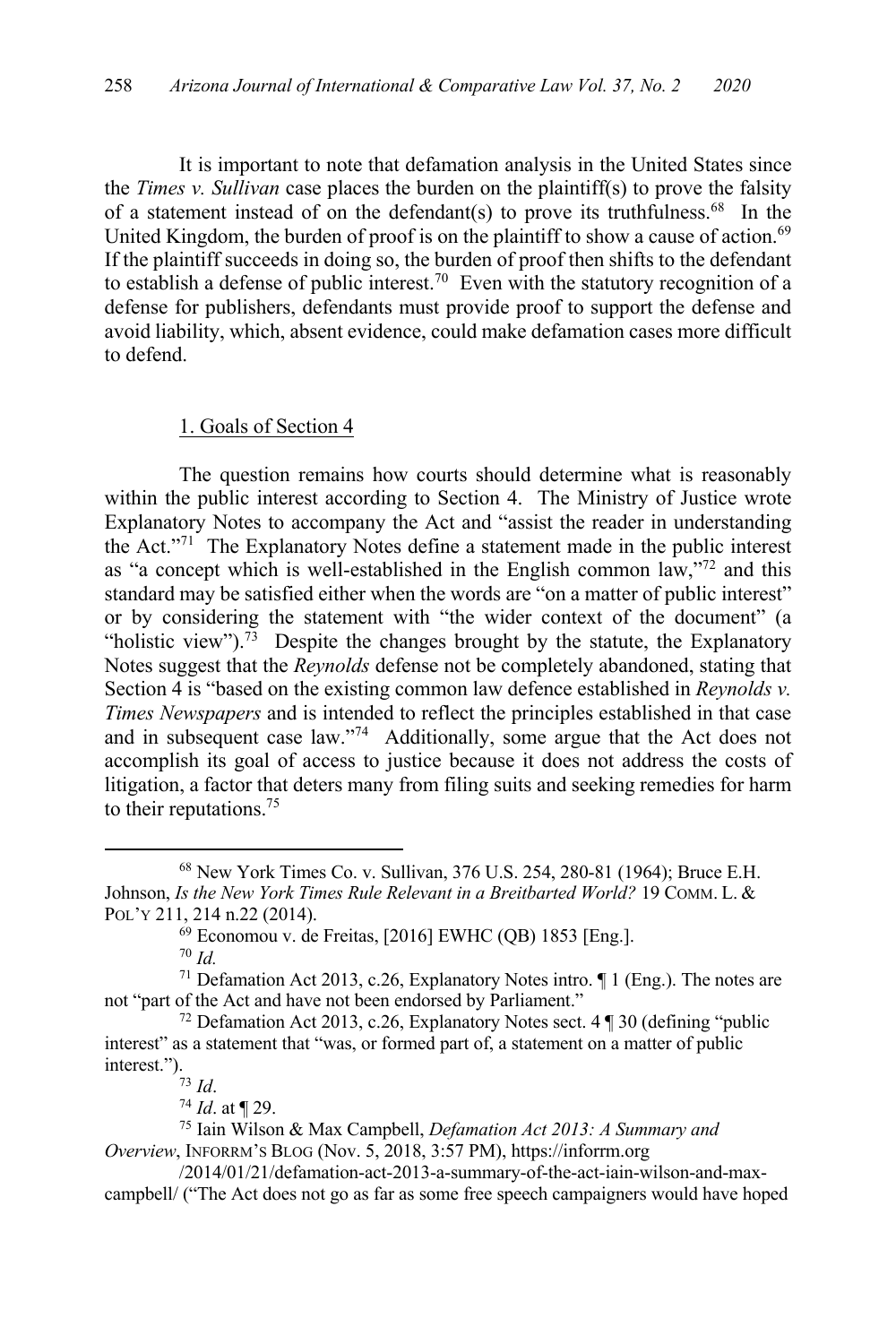It is important to note that defamation analysis in the United States since the *Times v. Sullivan* case places the burden on the plaintiff(s) to prove the falsity of a statement instead of on the defendant(s) to prove its truthfulness.[68] In the United Kingdom, the burden of proof is on the plaintiff to show a cause of action.[69] If the plaintiff succeeds in doing so, the burden of proof then shifts to the defendant to establish a defense of public interest.[70] Even with the statutory recognition of a defense for publishers, defendants must provide proof to support the defense and avoid liability, which, absent evidence, could make defamation cases more difficult to defend.

### 1. Goals of Section 4

The question remains how courts should determine what is reasonably within the public interest according to Section 4. The Ministry of Justice wrote Explanatory Notes to accompany the Act and "assist the reader in understanding the Act."[71] The Explanatory Notes define a statement made in the public interest as "a concept which is well-established in the English common law,"[72] and this standard may be satisfied either when the words are "on a matter of public interest" or by considering the statement with "the wider context of the document" (a "holistic view").[73] Despite the changes brought by the statute, the Explanatory Notes suggest that the *Reynolds* defense not be completely abandoned, stating that Section 4 is "based on the existing common law defence established in *Reynolds v. Times Newspapers* and is intended to reflect the principles established in that case and in subsequent case law."[74] Additionally, some argue that the Act does not accomplish its goal of access to justice because it does not address the costs of litigation, a factor that deters many from filing suits and seeking remedies for harm to their reputations.[75]

---

[68] New York Times Co. v. Sullivan, 376 U.S. 254, 280-81 (1964); Bruce E.H. Johnson, *Is the New York Times Rule Relevant in a Breitbarted World?* 19 COMM. L. & POL'Y 211, 214 n.22 (2014).

[69] Economou v. de Freitas, [2016] EWHC (QB) 1853 [Eng.].

[70] *Id.*

[71] Defamation Act 2013, c.26, Explanatory Notes intro. ¶ 1 (Eng.). The notes are not "part of the Act and have not been endorsed by Parliament."

[72] Defamation Act 2013, c.26, Explanatory Notes sect. 4 ¶ 30 (defining "public interest" as a statement that "was, or formed part of, a statement on a matter of public interest.").

[73] *Id*.

[74] *Id*. at ¶ 29.

[75] Iain Wilson & Max Campbell, *Defamation Act 2013: A Summary and Overview*, INFORRM'S BLOG (Nov. 5, 2018, 3:57 PM), https://inforrm.org/2014/01/21/defamation-act-2013-a-summary-of-the-act-iain-wilson-and-max-campbell/ ("The Act does not go as far as some free speech campaigners would have hoped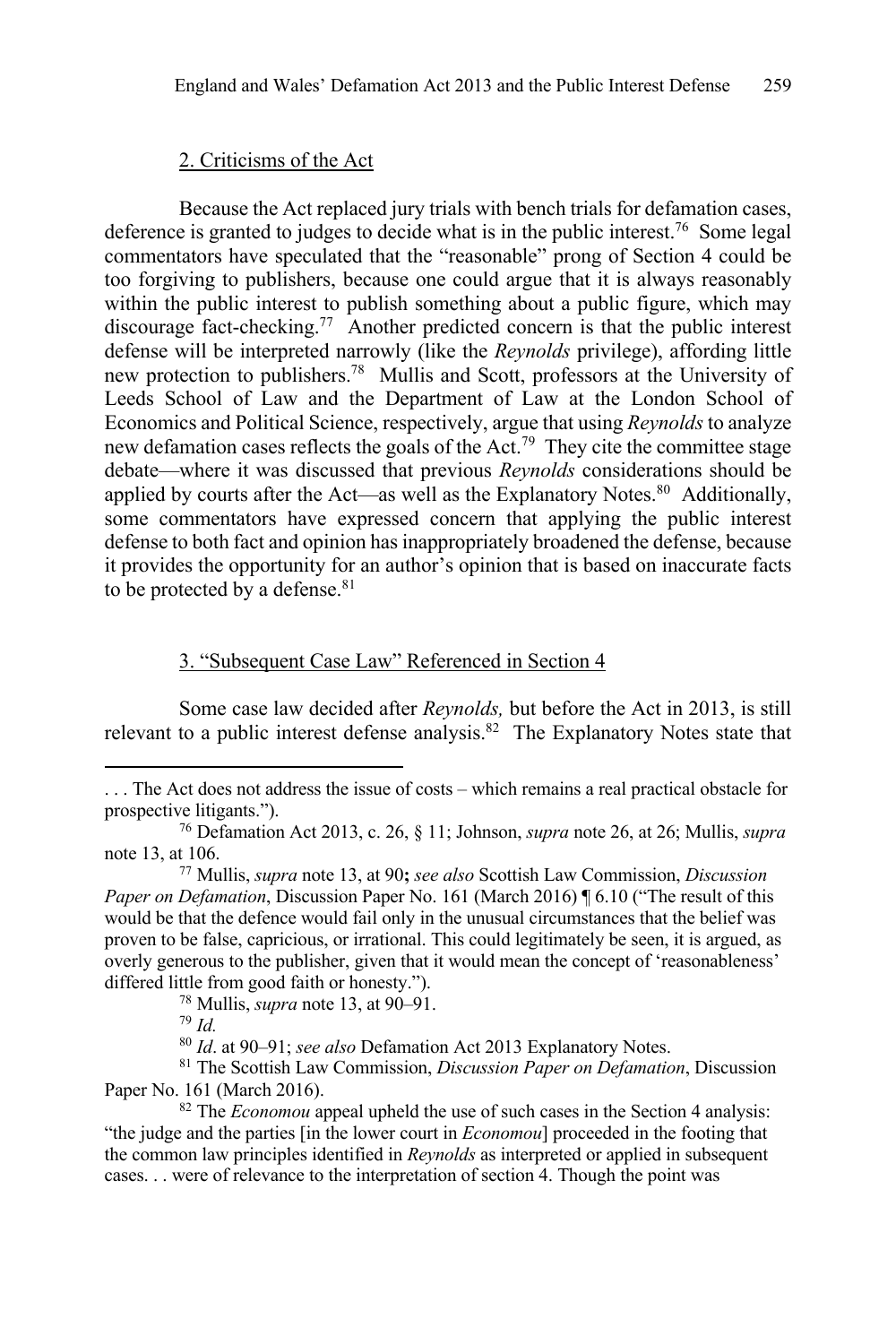### 2. Criticisms of the Act

Because the Act replaced jury trials with bench trials for defamation cases, deference is granted to judges to decide what is in the public interest.[76] Some legal commentators have speculated that the "reasonable" prong of Section 4 could be too forgiving to publishers, because one could argue that it is always reasonably within the public interest to publish something about a public figure, which may discourage fact-checking.[77] Another predicted concern is that the public interest defense will be interpreted narrowly (like the *Reynolds* privilege), affording little new protection to publishers.[78] Mullis and Scott, professors at the University of Leeds School of Law and the Department of Law at the London School of Economics and Political Science, respectively, argue that using *Reynolds* to analyze new defamation cases reflects the goals of the Act.[79] They cite the committee stage debate—where it was discussed that previous *Reynolds* considerations should be applied by courts after the Act—as well as the Explanatory Notes.[80] Additionally, some commentators have expressed concern that applying the public interest defense to both fact and opinion has inappropriately broadened the defense, because it provides the opportunity for an author's opinion that is based on inaccurate facts to be protected by a defense.[81]

### 3. "Subsequent Case Law" Referenced in Section 4

Some case law decided after *Reynolds,* but before the Act in 2013, is still relevant to a public interest defense analysis.[82] The Explanatory Notes state that

---

. . . The Act does not address the issue of costs – which remains a real practical obstacle for prospective litigants.").

[76] Defamation Act 2013, c. 26, § 11; Johnson, *supra* note 26, at 26; Mullis, *supra* note 13, at 106.

[77] Mullis, *supra* note 13, at 90**;** *see also* Scottish Law Commission, *Discussion Paper on Defamation*, Discussion Paper No. 161 (March 2016) ¶ 6.10 ("The result of this would be that the defence would fail only in the unusual circumstances that the belief was proven to be false, capricious, or irrational. This could legitimately be seen, it is argued, as overly generous to the publisher, given that it would mean the concept of 'reasonableness' differed little from good faith or honesty.").

[78] Mullis, *supra* note 13, at 90–91.

[79] *Id.*

[80] *Id*. at 90–91; *see also* Defamation Act 2013 Explanatory Notes.

[81] The Scottish Law Commission, *Discussion Paper on Defamation*, Discussion Paper No. 161 (March 2016).

[82] The *Economou* appeal upheld the use of such cases in the Section 4 analysis: "the judge and the parties [in the lower court in *Economou*] proceeded in the footing that the common law principles identified in *Reynolds* as interpreted or applied in subsequent cases. . . were of relevance to the interpretation of section 4. Though the point was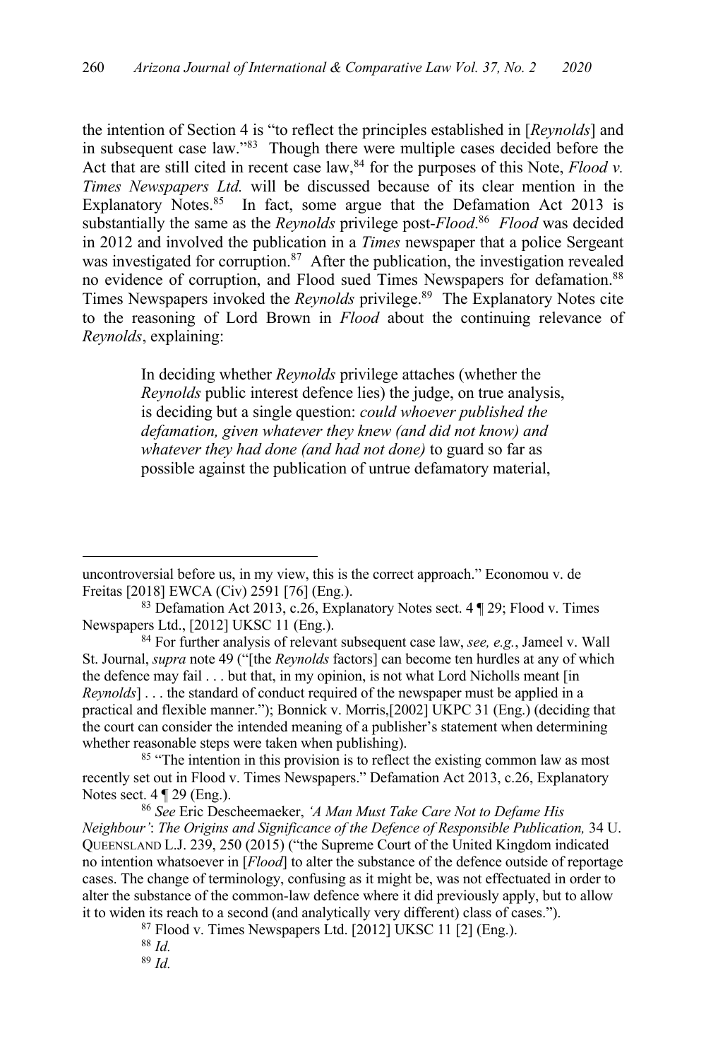the intention of Section 4 is "to reflect the principles established in [*Reynolds*] and in subsequent case law."[83] Though there were multiple cases decided before the Act that are still cited in recent case law,[84] for the purposes of this Note, *Flood v. Times Newspapers Ltd.* will be discussed because of its clear mention in the Explanatory Notes.[85] In fact, some argue that the Defamation Act 2013 is substantially the same as the *Reynolds* privilege post-*Flood*.[86] *Flood* was decided in 2012 and involved the publication in a *Times* newspaper that a police Sergeant was investigated for corruption.[87] After the publication, the investigation revealed no evidence of corruption, and Flood sued Times Newspapers for defamation.[88] Times Newspapers invoked the *Reynolds* privilege.[89] The Explanatory Notes cite to the reasoning of Lord Brown in *Flood* about the continuing relevance of *Reynolds*, explaining:

> In deciding whether *Reynolds* privilege attaches (whether the *Reynolds* public interest defence lies) the judge, on true analysis, is deciding but a single question: *could whoever published the defamation, given whatever they knew (and did not know) and whatever they had done (and had not done)* to guard so far as possible against the publication of untrue defamatory material,

---

uncontroversial before us, in my view, this is the correct approach." Economou v. de Freitas [2018] EWCA (Civ) 2591 [76] (Eng.).

[83] Defamation Act 2013, c.26, Explanatory Notes sect. 4 ¶ 29; Flood v. Times Newspapers Ltd., [2012] UKSC 11 (Eng.).

[84] For further analysis of relevant subsequent case law, *see, e.g.*, Jameel v. Wall St. Journal, *supra* note 49 ("[the *Reynolds* factors] can become ten hurdles at any of which the defence may fail . . . but that, in my opinion, is not what Lord Nicholls meant [in *Reynolds*] . . . the standard of conduct required of the newspaper must be applied in a practical and flexible manner."); Bonnick v. Morris,[2002] UKPC 31 (Eng.) (deciding that the court can consider the intended meaning of a publisher's statement when determining whether reasonable steps were taken when publishing).

[85] "The intention in this provision is to reflect the existing common law as most recently set out in Flood v. Times Newspapers." Defamation Act 2013, c.26, Explanatory Notes sect. 4 ¶ 29 (Eng.).

[86] *See* Eric Descheemaeker, *'A Man Must Take Care Not to Defame His Neighbour': The Origins and Significance of the Defence of Responsible Publication,* 34 U. QUEENSLAND L.J. 239, 250 (2015) ("the Supreme Court of the United Kingdom indicated no intention whatsoever in [*Flood*] to alter the substance of the defence outside of reportage cases. The change of terminology, confusing as it might be, was not effectuated in order to alter the substance of the common-law defence where it did previously apply, but to allow it to widen its reach to a second (and analytically very different) class of cases.").

[87] Flood v. Times Newspapers Ltd. [2012] UKSC 11 [2] (Eng.).

[88] *Id.*

[89] *Id.*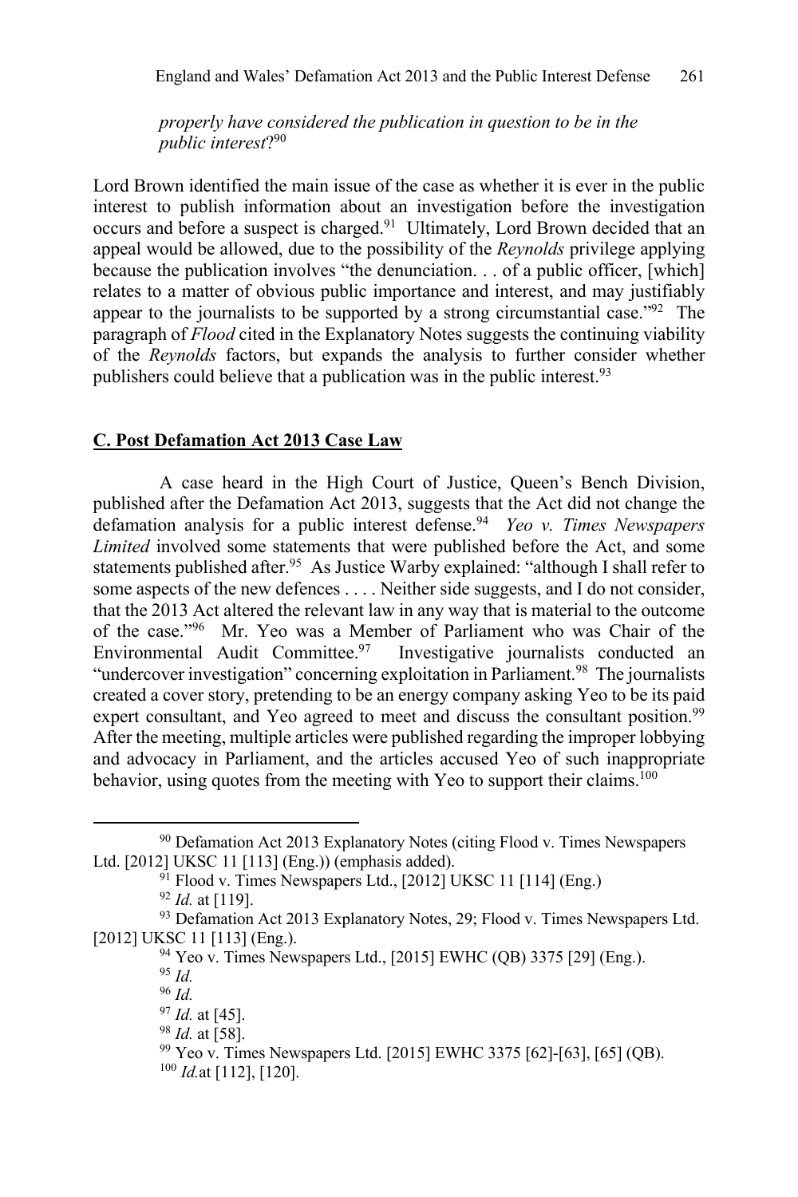*properly have considered the publication in question to be in the public interest*?[90]

Lord Brown identified the main issue of the case as whether it is ever in the public interest to publish information about an investigation before the investigation occurs and before a suspect is charged.[91] Ultimately, Lord Brown decided that an appeal would be allowed, due to the possibility of the *Reynolds* privilege applying because the publication involves "the denunciation. . . of a public officer, [which] relates to a matter of obvious public importance and interest, and may justifiably appear to the journalists to be supported by a strong circumstantial case."[92] The paragraph of *Flood* cited in the Explanatory Notes suggests the continuing viability of the *Reynolds* factors, but expands the analysis to further consider whether publishers could believe that a publication was in the public interest.[93]

## C. Post Defamation Act 2013 Case Law

A case heard in the High Court of Justice, Queen's Bench Division, published after the Defamation Act 2013, suggests that the Act did not change the defamation analysis for a public interest defense.[94] *Yeo v. Times Newspapers Limited* involved some statements that were published before the Act, and some statements published after.[95] As Justice Warby explained: "although I shall refer to some aspects of the new defences . . . . Neither side suggests, and I do not consider, that the 2013 Act altered the relevant law in any way that is material to the outcome of the case."[96] Mr. Yeo was a Member of Parliament who was Chair of the Environmental Audit Committee.[97] Investigative journalists conducted an "undercover investigation" concerning exploitation in Parliament.[98] The journalists created a cover story, pretending to be an energy company asking Yeo to be its paid expert consultant, and Yeo agreed to meet and discuss the consultant position.[99] After the meeting, multiple articles were published regarding the improper lobbying and advocacy in Parliament, and the articles accused Yeo of such inappropriate behavior, using quotes from the meeting with Yeo to support their claims.[100]

---

[90] Defamation Act 2013 Explanatory Notes (citing Flood v. Times Newspapers Ltd. [2012] UKSC 11 [113] (Eng.)) (emphasis added).

[91] Flood v. Times Newspapers Ltd., [2012] UKSC 11 [114] (Eng.)

[92] *Id.* at [119].

[93] Defamation Act 2013 Explanatory Notes, 29; Flood v. Times Newspapers Ltd. [2012] UKSC 11 [113] (Eng.).

[94] Yeo v. Times Newspapers Ltd., [2015] EWHC (QB) 3375 [29] (Eng.).

[95] *Id.*

[96] *Id.*

[97] *Id.* at [45].

[98] *Id.* at [58].

[99] Yeo v. Times Newspapers Ltd. [2015] EWHC 3375 [62]-[63], [65] (QB).

[100] *Id.*at [112], [120].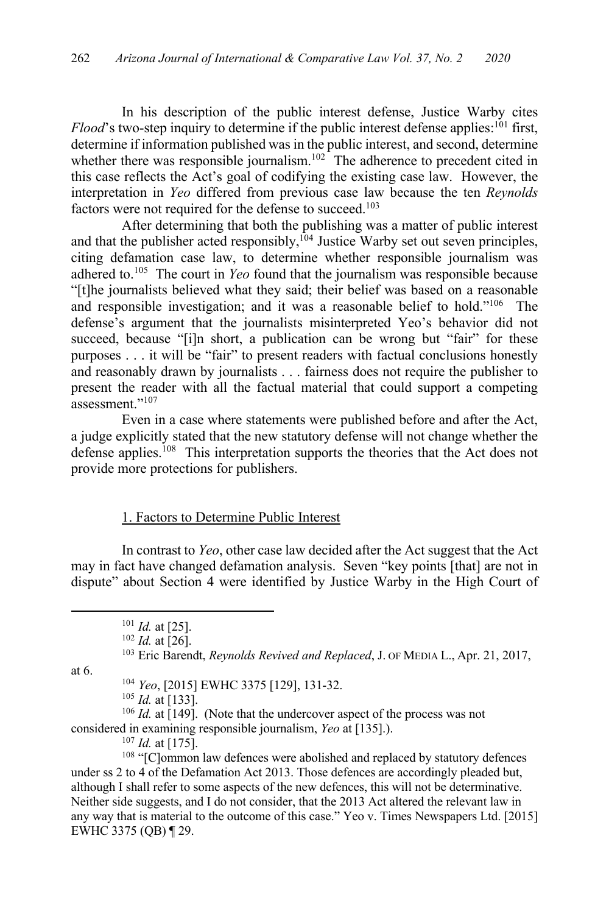In his description of the public interest defense, Justice Warby cites *Flood*'s two-step inquiry to determine if the public interest defense applies:[101] first, determine if information published was in the public interest, and second, determine whether there was responsible journalism.[102] The adherence to precedent cited in this case reflects the Act's goal of codifying the existing case law. However, the interpretation in *Yeo* differed from previous case law because the ten *Reynolds* factors were not required for the defense to succeed.[103]

After determining that both the publishing was a matter of public interest and that the publisher acted responsibly,[104] Justice Warby set out seven principles, citing defamation case law, to determine whether responsible journalism was adhered to.[105] The court in *Yeo* found that the journalism was responsible because "[t]he journalists believed what they said; their belief was based on a reasonable and responsible investigation; and it was a reasonable belief to hold."[106] The defense's argument that the journalists misinterpreted Yeo's behavior did not succeed, because "[i]n short, a publication can be wrong but "fair" for these purposes . . . it will be "fair" to present readers with factual conclusions honestly and reasonably drawn by journalists . . . fairness does not require the publisher to present the reader with all the factual material that could support a competing assessment."[107]

Even in a case where statements were published before and after the Act, a judge explicitly stated that the new statutory defense will not change whether the defense applies.[108] This interpretation supports the theories that the Act does not provide more protections for publishers.

#### 1. Factors to Determine Public Interest

In contrast to *Yeo*, other case law decided after the Act suggest that the Act may in fact have changed defamation analysis. Seven "key points [that] are not in dispute" about Section 4 were identified by Justice Warby in the High Court of

---

[101] *Id.* at [25].

[102] *Id.* at [26].

[103] Eric Barendt, *Reynolds Revived and Replaced*, J. OF MEDIA L., Apr. 21, 2017, at 6.

[104] *Yeo*, [2015] EWHC 3375 [129], 131-32.

[105] *Id.* at [133].

[106] *Id.* at [149]. (Note that the undercover aspect of the process was not considered in examining responsible journalism, *Yeo* at [135].).

[107] *Id.* at [175].

[108] "[C]ommon law defences were abolished and replaced by statutory defences under ss 2 to 4 of the Defamation Act 2013. Those defences are accordingly pleaded but, although I shall refer to some aspects of the new defences, this will not be determinative. Neither side suggests, and I do not consider, that the 2013 Act altered the relevant law in any way that is material to the outcome of this case." Yeo v. Times Newspapers Ltd. [2015] EWHC 3375 (QB) ¶ 29.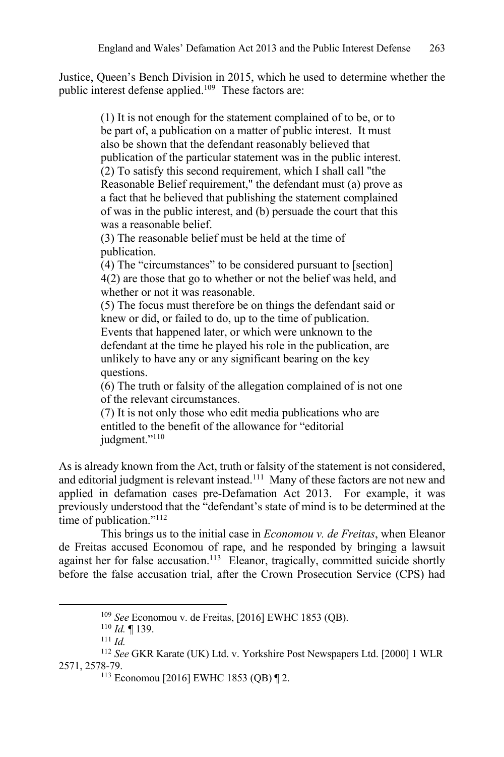Justice, Queen's Bench Division in 2015, which he used to determine whether the public interest defense applied.[109] These factors are:

> (1) It is not enough for the statement complained of to be, or to be part of, a publication on a matter of public interest. It must also be shown that the defendant reasonably believed that publication of the particular statement was in the public interest.
> (2) To satisfy this second requirement, which I shall call "the Reasonable Belief requirement," the defendant must (a) prove as a fact that he believed that publishing the statement complained of was in the public interest, and (b) persuade the court that this was a reasonable belief.
> (3) The reasonable belief must be held at the time of publication.
> (4) The "circumstances" to be considered pursuant to [section] 4(2) are those that go to whether or not the belief was held, and whether or not it was reasonable.
> (5) The focus must therefore be on things the defendant said or knew or did, or failed to do, up to the time of publication. Events that happened later, or which were unknown to the defendant at the time he played his role in the publication, are unlikely to have any or any significant bearing on the key questions.
> (6) The truth or falsity of the allegation complained of is not one of the relevant circumstances.
> (7) It is not only those who edit media publications who are entitled to the benefit of the allowance for "editorial judgment."[110]

As is already known from the Act, truth or falsity of the statement is not considered, and editorial judgment is relevant instead.[111] Many of these factors are not new and applied in defamation cases pre-Defamation Act 2013. For example, it was previously understood that the "defendant's state of mind is to be determined at the time of publication."[112]

This brings us to the initial case in *Economou v. de Freitas*, when Eleanor de Freitas accused Economou of rape, and he responded by bringing a lawsuit against her for false accusation.[113] Eleanor, tragically, committed suicide shortly before the false accusation trial, after the Crown Prosecution Service (CPS) had

---

[109] *See* Economou v. de Freitas, [2016] EWHC 1853 (QB).

[110] *Id.* ¶ 139.

[111] *Id.*

[112] *See* GKR Karate (UK) Ltd. v. Yorkshire Post Newspapers Ltd. [2000] 1 WLR 2571, 2578-79.

[113] Economou [2016] EWHC 1853 (QB) ¶ 2.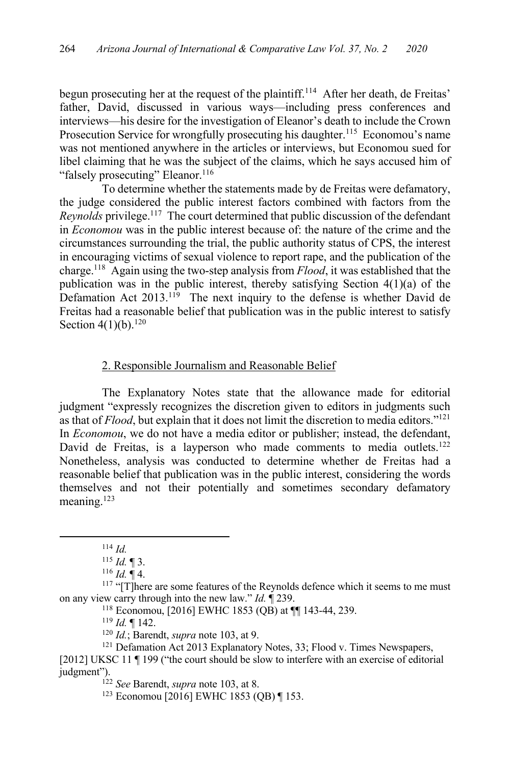begun prosecuting her at the request of the plaintiff.[114] After her death, de Freitas' father, David, discussed in various ways—including press conferences and interviews—his desire for the investigation of Eleanor's death to include the Crown Prosecution Service for wrongfully prosecuting his daughter.[115] Economou's name was not mentioned anywhere in the articles or interviews, but Economou sued for libel claiming that he was the subject of the claims, which he says accused him of "falsely prosecuting" Eleanor.[116]

To determine whether the statements made by de Freitas were defamatory, the judge considered the public interest factors combined with factors from the *Reynolds* privilege.[117] The court determined that public discussion of the defendant in *Economou* was in the public interest because of: the nature of the crime and the circumstances surrounding the trial, the public authority status of CPS, the interest in encouraging victims of sexual violence to report rape, and the publication of the charge.[118] Again using the two-step analysis from *Flood*, it was established that the publication was in the public interest, thereby satisfying Section 4(1)(a) of the Defamation Act 2013.[119] The next inquiry to the defense is whether David de Freitas had a reasonable belief that publication was in the public interest to satisfy Section 4(1)(b).[120]

### 2. Responsible Journalism and Reasonable Belief

The Explanatory Notes state that the allowance made for editorial judgment "expressly recognizes the discretion given to editors in judgments such as that of *Flood*, but explain that it does not limit the discretion to media editors."[121] In *Economou*, we do not have a media editor or publisher; instead, the defendant, David de Freitas, is a layperson who made comments to media outlets.[122] Nonetheless, analysis was conducted to determine whether de Freitas had a reasonable belief that publication was in the public interest, considering the words themselves and not their potentially and sometimes secondary defamatory meaning.[123]

---

[114] *Id.*

[115] *Id.* ¶ 3.

[116] *Id.* ¶ 4.

[117] "[T]here are some features of the Reynolds defence which it seems to me must on any view carry through into the new law." *Id.* ¶ 239.

[118] Economou, [2016] EWHC 1853 (QB) at ¶¶ 143-44, 239.

[119] *Id.* ¶ 142.

[120] *Id.*; Barendt, *supra* note 103, at 9.

[121] Defamation Act 2013 Explanatory Notes, 33; Flood v. Times Newspapers, [2012] UKSC 11 ¶ 199 ("the court should be slow to interfere with an exercise of editorial judgment").

[122] *See* Barendt, *supra* note 103, at 8.

[123] Economou [2016] EWHC 1853 (QB) ¶ 153.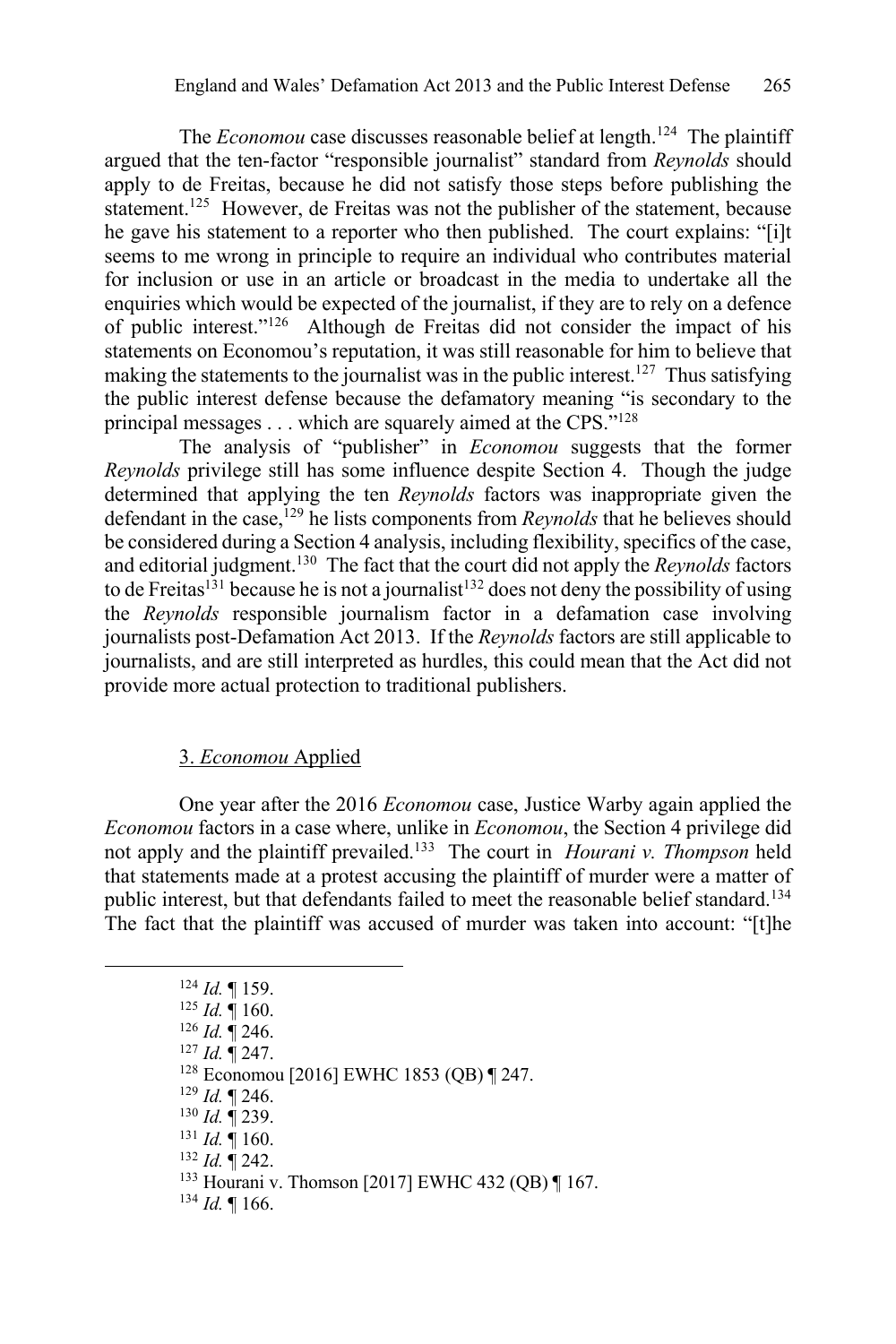The *Economou* case discusses reasonable belief at length.[124] The plaintiff argued that the ten-factor "responsible journalist" standard from *Reynolds* should apply to de Freitas, because he did not satisfy those steps before publishing the statement.[125] However, de Freitas was not the publisher of the statement, because he gave his statement to a reporter who then published. The court explains: "[i]t seems to me wrong in principle to require an individual who contributes material for inclusion or use in an article or broadcast in the media to undertake all the enquiries which would be expected of the journalist, if they are to rely on a defence of public interest."[126] Although de Freitas did not consider the impact of his statements on Economou's reputation, it was still reasonable for him to believe that making the statements to the journalist was in the public interest.[127] Thus satisfying the public interest defense because the defamatory meaning "is secondary to the principal messages . . . which are squarely aimed at the CPS."[128]

The analysis of "publisher" in *Economou* suggests that the former *Reynolds* privilege still has some influence despite Section 4. Though the judge determined that applying the ten *Reynolds* factors was inappropriate given the defendant in the case,[129] he lists components from *Reynolds* that he believes should be considered during a Section 4 analysis, including flexibility, specifics of the case, and editorial judgment.[130] The fact that the court did not apply the *Reynolds* factors to de Freitas[131] because he is not a journalist[132] does not deny the possibility of using the *Reynolds* responsible journalism factor in a defamation case involving journalists post-Defamation Act 2013. If the *Reynolds* factors are still applicable to journalists, and are still interpreted as hurdles, this could mean that the Act did not provide more actual protection to traditional publishers.

### 3. *Economou* Applied

One year after the 2016 *Economou* case, Justice Warby again applied the *Economou* factors in a case where, unlike in *Economou*, the Section 4 privilege did not apply and the plaintiff prevailed.[133] The court in *Hourani v. Thompson* held that statements made at a protest accusing the plaintiff of murder were a matter of public interest, but that defendants failed to meet the reasonable belief standard.[134] The fact that the plaintiff was accused of murder was taken into account: "[t]he

---

[124] *Id.* ¶ 159.
[125] *Id.* ¶ 160.
[126] *Id.* ¶ 246.
[127] *Id.* ¶ 247.
[128] Economou [2016] EWHC 1853 (QB) ¶ 247.
[129] *Id.* ¶ 246.
[130] *Id.* ¶ 239.
[131] *Id.* ¶ 160.
[132] *Id.* ¶ 242.
[133] Hourani v. Thomson [2017] EWHC 432 (QB) ¶ 167.
[134] *Id.* ¶ 166.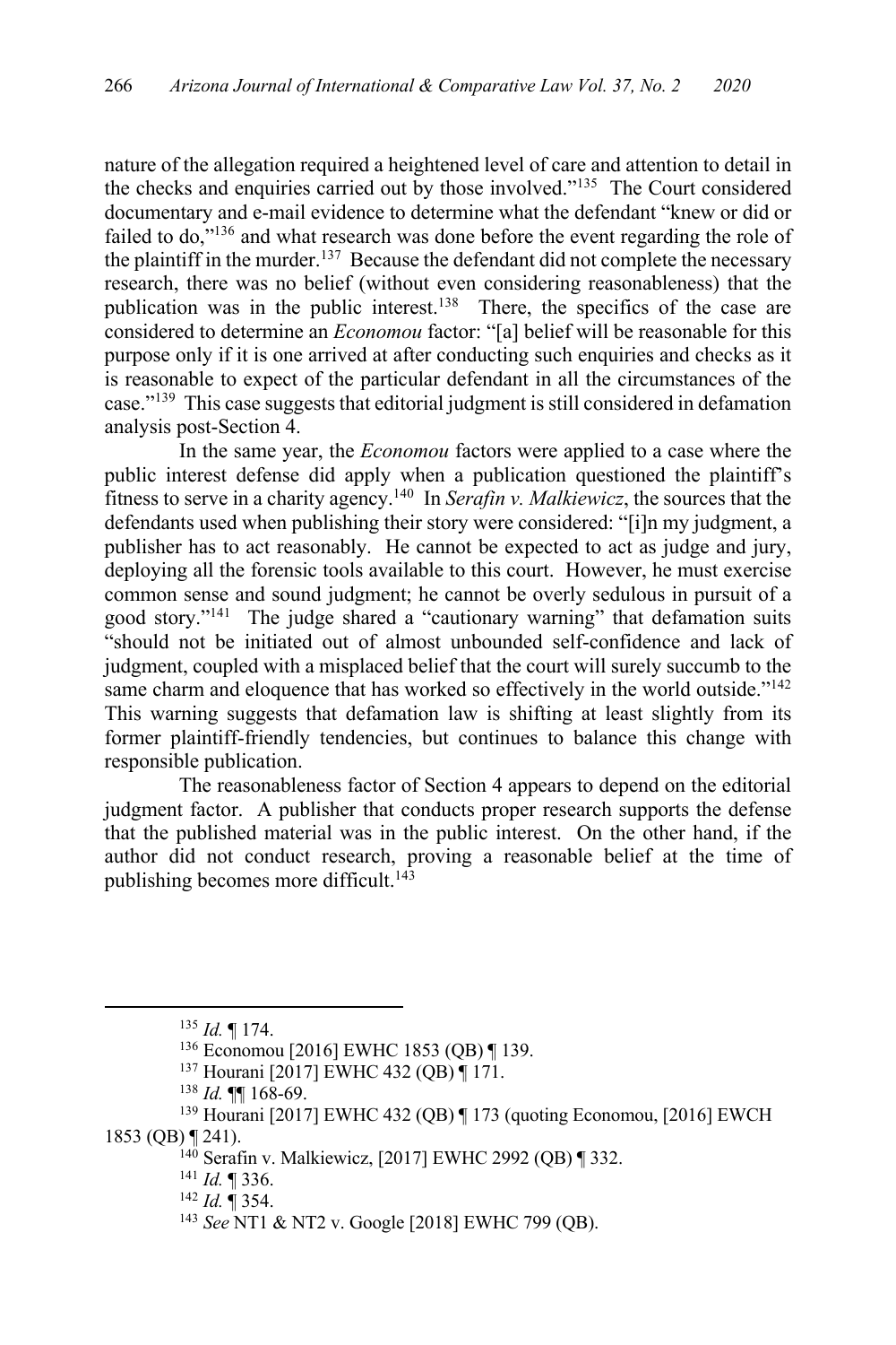nature of the allegation required a heightened level of care and attention to detail in the checks and enquiries carried out by those involved."[135] The Court considered documentary and e-mail evidence to determine what the defendant "knew or did or failed to do,"[136] and what research was done before the event regarding the role of the plaintiff in the murder.[137] Because the defendant did not complete the necessary research, there was no belief (without even considering reasonableness) that the publication was in the public interest.[138] There, the specifics of the case are considered to determine an *Economou* factor: "[a] belief will be reasonable for this purpose only if it is one arrived at after conducting such enquiries and checks as it is reasonable to expect of the particular defendant in all the circumstances of the case."[139] This case suggests that editorial judgment is still considered in defamation analysis post-Section 4.

In the same year, the *Economou* factors were applied to a case where the public interest defense did apply when a publication questioned the plaintiff's fitness to serve in a charity agency.[140] In *Serafin v. Malkiewicz*, the sources that the defendants used when publishing their story were considered: "[i]n my judgment, a publisher has to act reasonably. He cannot be expected to act as judge and jury, deploying all the forensic tools available to this court. However, he must exercise common sense and sound judgment; he cannot be overly sedulous in pursuit of a good story."[141] The judge shared a "cautionary warning" that defamation suits "should not be initiated out of almost unbounded self-confidence and lack of judgment, coupled with a misplaced belief that the court will surely succumb to the same charm and eloquence that has worked so effectively in the world outside."[142] This warning suggests that defamation law is shifting at least slightly from its former plaintiff-friendly tendencies, but continues to balance this change with responsible publication.

The reasonableness factor of Section 4 appears to depend on the editorial judgment factor. A publisher that conducts proper research supports the defense that the published material was in the public interest. On the other hand, if the author did not conduct research, proving a reasonable belief at the time of publishing becomes more difficult.[143]

---

[135] *Id.* ¶ 174.

[136] Economou [2016] EWHC 1853 (QB) ¶ 139.

[137] Hourani [2017] EWHC 432 (QB) ¶ 171.

[138] *Id.* ¶¶ 168-69.

[139] Hourani [2017] EWHC 432 (QB) ¶ 173 (quoting Economou, [2016] EWCH 1853 (QB) ¶ 241).

[140] Serafin v. Malkiewicz, [2017] EWHC 2992 (QB) ¶ 332.

[141] *Id.* ¶ 336.

[142] *Id.* ¶ 354.

[143] *See* NT1 & NT2 v. Google [2018] EWHC 799 (QB).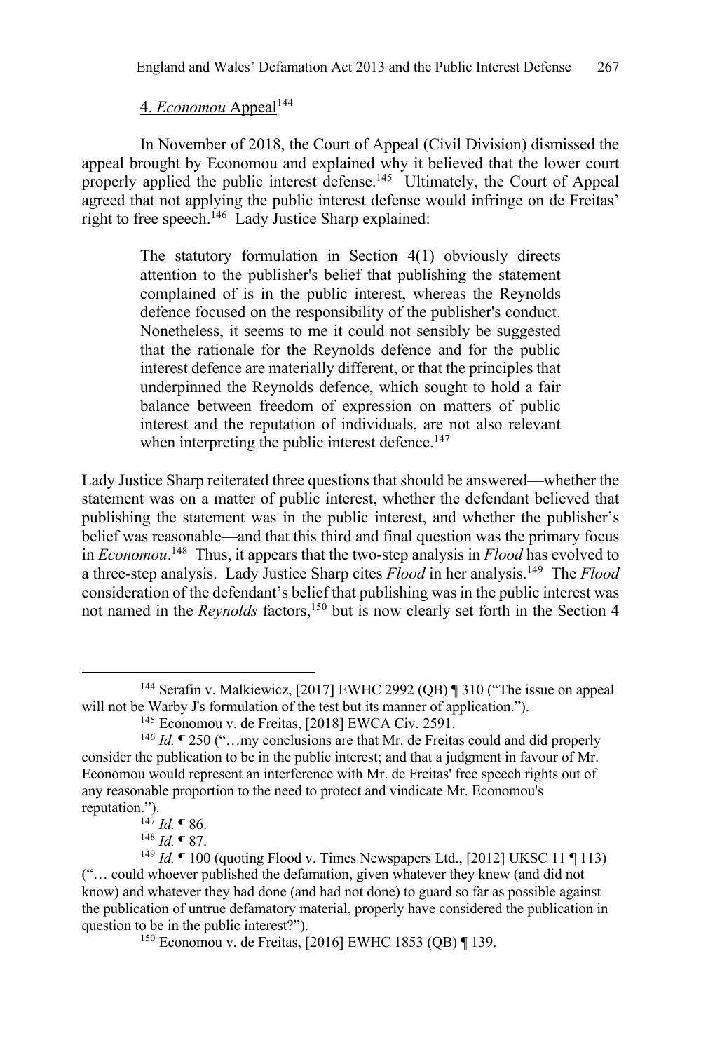#### 4. *Economou* Appeal[144]

In November of 2018, the Court of Appeal (Civil Division) dismissed the appeal brought by Economou and explained why it believed that the lower court properly applied the public interest defense.[145] Ultimately, the Court of Appeal agreed that not applying the public interest defense would infringe on de Freitas' right to free speech.[146] Lady Justice Sharp explained:

> The statutory formulation in Section 4(1) obviously directs attention to the publisher's belief that publishing the statement complained of is in the public interest, whereas the Reynolds defence focused on the responsibility of the publisher's conduct. Nonetheless, it seems to me it could not sensibly be suggested that the rationale for the Reynolds defence and for the public interest defence are materially different, or that the principles that underpinned the Reynolds defence, which sought to hold a fair balance between freedom of expression on matters of public interest and the reputation of individuals, are not also relevant when interpreting the public interest defence.[147]

Lady Justice Sharp reiterated three questions that should be answered—whether the statement was on a matter of public interest, whether the defendant believed that publishing the statement was in the public interest, and whether the publisher's belief was reasonable—and that this third and final question was the primary focus in *Economou*.[148] Thus, it appears that the two-step analysis in *Flood* has evolved to a three-step analysis. Lady Justice Sharp cites *Flood* in her analysis.[149] The *Flood* consideration of the defendant's belief that publishing was in the public interest was not named in the *Reynolds* factors,[150] but is now clearly set forth in the Section 4

---

[144] Serafin v. Malkiewicz, [2017] EWHC 2992 (QB) ¶ 310 ("The issue on appeal will not be Warby J's formulation of the test but its manner of application.").

[145] Economou v. de Freitas, [2018] EWCA Civ. 2591.

[146] *Id.* ¶ 250 ("…my conclusions are that Mr. de Freitas could and did properly consider the publication to be in the public interest; and that a judgment in favour of Mr. Economou would represent an interference with Mr. de Freitas' free speech rights out of any reasonable proportion to the need to protect and vindicate Mr. Economou's reputation.").

[147] *Id.* ¶ 86.

[148] *Id.* ¶ 87.

[149] *Id.* ¶ 100 (quoting Flood v. Times Newspapers Ltd., [2012] UKSC 11 ¶ 113) ("… could whoever published the defamation, given whatever they knew (and did not know) and whatever they had done (and had not done) to guard so far as possible against the publication of untrue defamatory material, properly have considered the publication in question to be in the public interest?").

[150] Economou v. de Freitas, [2016] EWHC 1853 (QB) ¶ 139.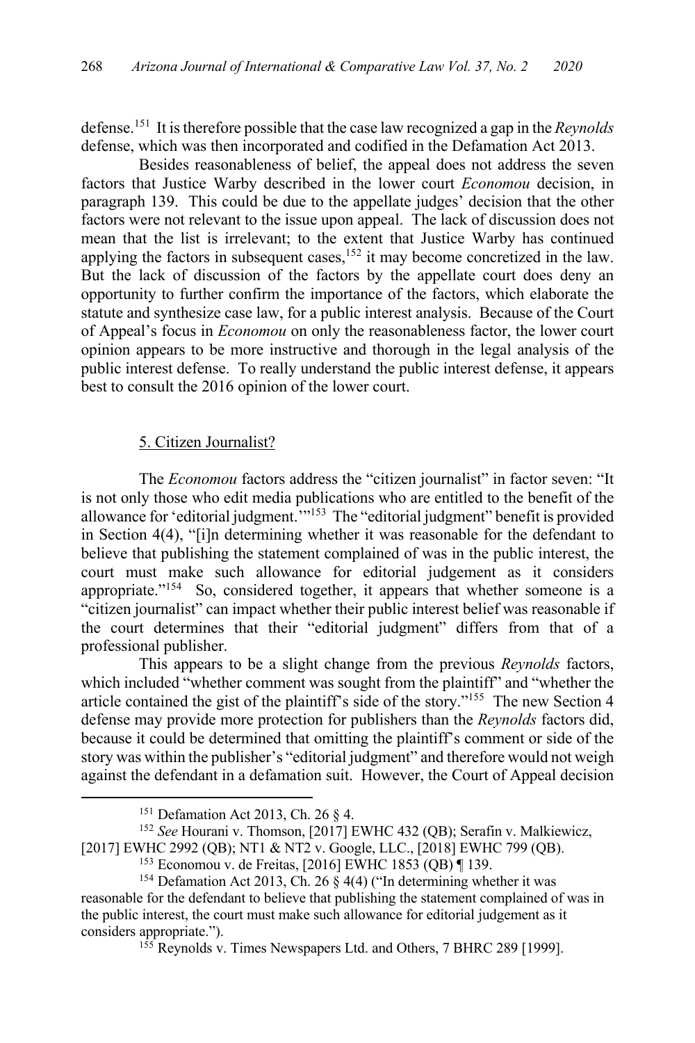defense.[151] It is therefore possible that the case law recognized a gap in the *Reynolds* defense, which was then incorporated and codified in the Defamation Act 2013.

Besides reasonableness of belief, the appeal does not address the seven factors that Justice Warby described in the lower court *Economou* decision, in paragraph 139. This could be due to the appellate judges' decision that the other factors were not relevant to the issue upon appeal. The lack of discussion does not mean that the list is irrelevant; to the extent that Justice Warby has continued applying the factors in subsequent cases,[152] it may become concretized in the law. But the lack of discussion of the factors by the appellate court does deny an opportunity to further confirm the importance of the factors, which elaborate the statute and synthesize case law, for a public interest analysis. Because of the Court of Appeal's focus in *Economou* on only the reasonableness factor, the lower court opinion appears to be more instructive and thorough in the legal analysis of the public interest defense. To really understand the public interest defense, it appears best to consult the 2016 opinion of the lower court.

#### 5. Citizen Journalist?

The *Economou* factors address the "citizen journalist" in factor seven: "It is not only those who edit media publications who are entitled to the benefit of the allowance for 'editorial judgment.'"[153] The "editorial judgment" benefit is provided in Section 4(4), "[i]n determining whether it was reasonable for the defendant to believe that publishing the statement complained of was in the public interest, the court must make such allowance for editorial judgement as it considers appropriate."[154] So, considered together, it appears that whether someone is a "citizen journalist" can impact whether their public interest belief was reasonable if the court determines that their "editorial judgment" differs from that of a professional publisher.

This appears to be a slight change from the previous *Reynolds* factors, which included "whether comment was sought from the plaintiff" and "whether the article contained the gist of the plaintiff's side of the story."[155] The new Section 4 defense may provide more protection for publishers than the *Reynolds* factors did, because it could be determined that omitting the plaintiff's comment or side of the story was within the publisher's "editorial judgment" and therefore would not weigh against the defendant in a defamation suit. However, the Court of Appeal decision

---

[151] Defamation Act 2013, Ch. 26 § 4.

[152] *See* Hourani v. Thomson, [2017] EWHC 432 (QB); Serafin v. Malkiewicz, [2017] EWHC 2992 (QB); NT1 & NT2 v. Google, LLC., [2018] EWHC 799 (QB).

[153] Economou v. de Freitas, [2016] EWHC 1853 (QB) ¶ 139.

[154] Defamation Act 2013, Ch. 26 § 4(4) ("In determining whether it was reasonable for the defendant to believe that publishing the statement complained of was in the public interest, the court must make such allowance for editorial judgement as it considers appropriate.").

[155] Reynolds v. Times Newspapers Ltd. and Others, 7 BHRC 289 [1999].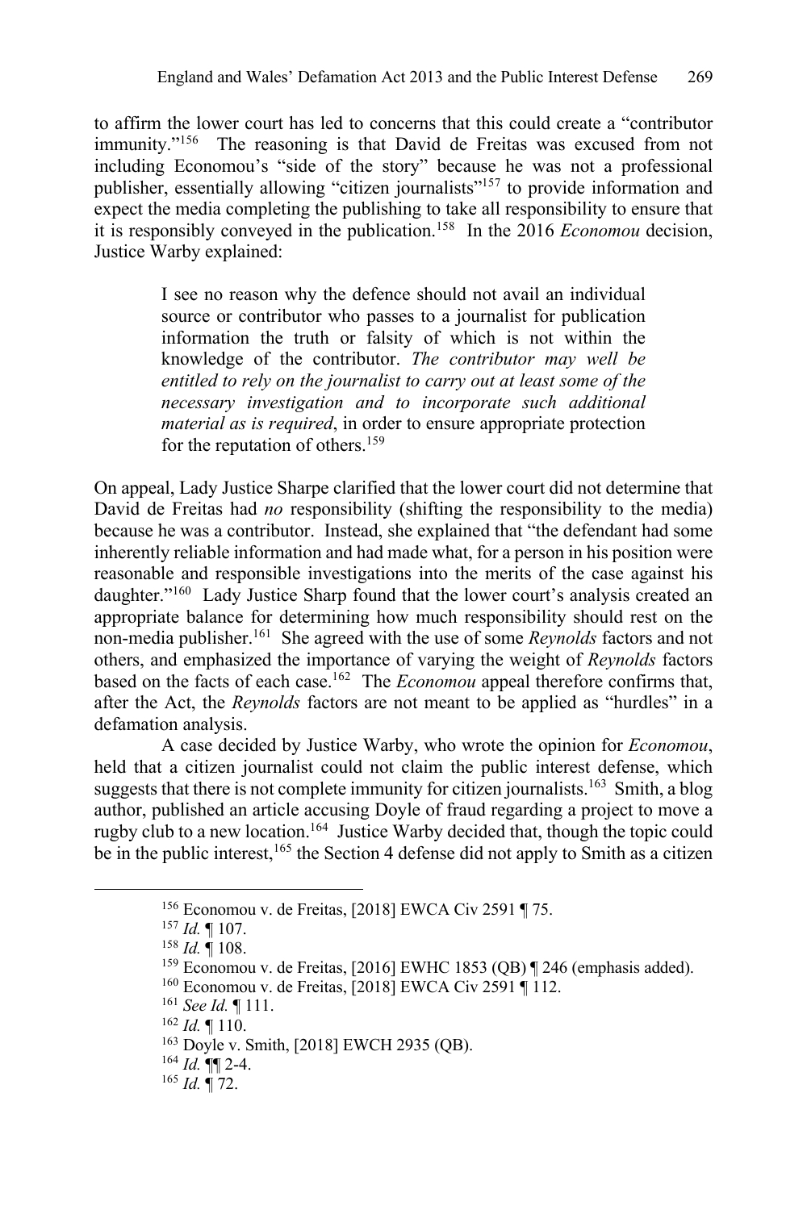to affirm the lower court has led to concerns that this could create a "contributor immunity."[156] The reasoning is that David de Freitas was excused from not including Economou's "side of the story" because he was not a professional publisher, essentially allowing "citizen journalists"[157] to provide information and expect the media completing the publishing to take all responsibility to ensure that it is responsibly conveyed in the publication.[158] In the 2016 *Economou* decision, Justice Warby explained:

> I see no reason why the defence should not avail an individual source or contributor who passes to a journalist for publication information the truth or falsity of which is not within the knowledge of the contributor. *The contributor may well be entitled to rely on the journalist to carry out at least some of the necessary investigation and to incorporate such additional material as is required*, in order to ensure appropriate protection for the reputation of others.[159]

On appeal, Lady Justice Sharpe clarified that the lower court did not determine that David de Freitas had *no* responsibility (shifting the responsibility to the media) because he was a contributor. Instead, she explained that "the defendant had some inherently reliable information and had made what, for a person in his position were reasonable and responsible investigations into the merits of the case against his daughter."[160] Lady Justice Sharp found that the lower court's analysis created an appropriate balance for determining how much responsibility should rest on the non-media publisher.[161] She agreed with the use of some *Reynolds* factors and not others, and emphasized the importance of varying the weight of *Reynolds* factors based on the facts of each case.[162] The *Economou* appeal therefore confirms that, after the Act, the *Reynolds* factors are not meant to be applied as "hurdles" in a defamation analysis.

A case decided by Justice Warby, who wrote the opinion for *Economou*, held that a citizen journalist could not claim the public interest defense, which suggests that there is not complete immunity for citizen journalists.[163] Smith, a blog author, published an article accusing Doyle of fraud regarding a project to move a rugby club to a new location.[164] Justice Warby decided that, though the topic could be in the public interest,[165] the Section 4 defense did not apply to Smith as a citizen

---

[156] Economou v. de Freitas, [2018] EWCA Civ 2591 ¶ 75.

[157] *Id.* ¶ 107.

[158] *Id.* ¶ 108.

[159] Economou v. de Freitas, [2016] EWHC 1853 (QB) ¶ 246 (emphasis added).

[160] Economou v. de Freitas, [2018] EWCA Civ 2591 ¶ 112.

[161] *See Id.* ¶ 111.

[162] *Id.* ¶ 110.

[163] Doyle v. Smith, [2018] EWCH 2935 (QB).

[164] *Id.* ¶¶ 2-4.

[165] *Id.* ¶ 72.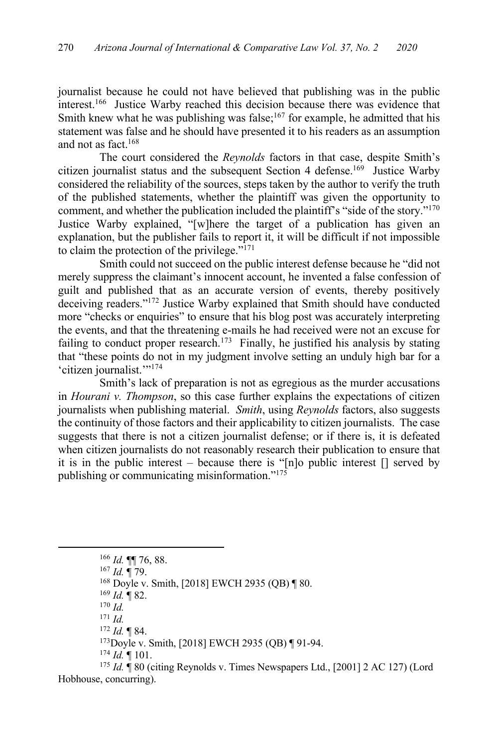journalist because he could not have believed that publishing was in the public interest.[166] Justice Warby reached this decision because there was evidence that Smith knew what he was publishing was false;[167] for example, he admitted that his statement was false and he should have presented it to his readers as an assumption and not as fact.[168]

The court considered the *Reynolds* factors in that case, despite Smith's citizen journalist status and the subsequent Section 4 defense.[169] Justice Warby considered the reliability of the sources, steps taken by the author to verify the truth of the published statements, whether the plaintiff was given the opportunity to comment, and whether the publication included the plaintiff's "side of the story."[170] Justice Warby explained, "[w]here the target of a publication has given an explanation, but the publisher fails to report it, it will be difficult if not impossible to claim the protection of the privilege."[171]

Smith could not succeed on the public interest defense because he "did not merely suppress the claimant's innocent account, he invented a false confession of guilt and published that as an accurate version of events, thereby positively deceiving readers."[172] Justice Warby explained that Smith should have conducted more "checks or enquiries" to ensure that his blog post was accurately interpreting the events, and that the threatening e-mails he had received were not an excuse for failing to conduct proper research.[173] Finally, he justified his analysis by stating that "these points do not in my judgment involve setting an unduly high bar for a 'citizen journalist.'"[174]

Smith's lack of preparation is not as egregious as the murder accusations in *Hourani v. Thompson*, so this case further explains the expectations of citizen journalists when publishing material. *Smith*, using *Reynolds* factors, also suggests the continuity of those factors and their applicability to citizen journalists. The case suggests that there is not a citizen journalist defense; or if there is, it is defeated when citizen journalists do not reasonably research their publication to ensure that it is in the public interest – because there is "[n]o public interest [] served by publishing or communicating misinformation."[175]

---

[166] *Id.* ¶¶ 76, 88.

[167] *Id.* ¶ 79.

[168] Doyle v. Smith, [2018] EWCH 2935 (QB) ¶ 80.

[169] *Id.* ¶ 82.

[170] *Id.*

[171] *Id.*

[172] *Id.* ¶ 84.

[173] Doyle v. Smith, [2018] EWCH 2935 (QB) ¶ 91-94.

[174] *Id.* ¶ 101.

[175] *Id.* ¶ 80 (citing Reynolds v. Times Newspapers Ltd., [2001] 2 AC 127) (Lord Hobhouse, concurring).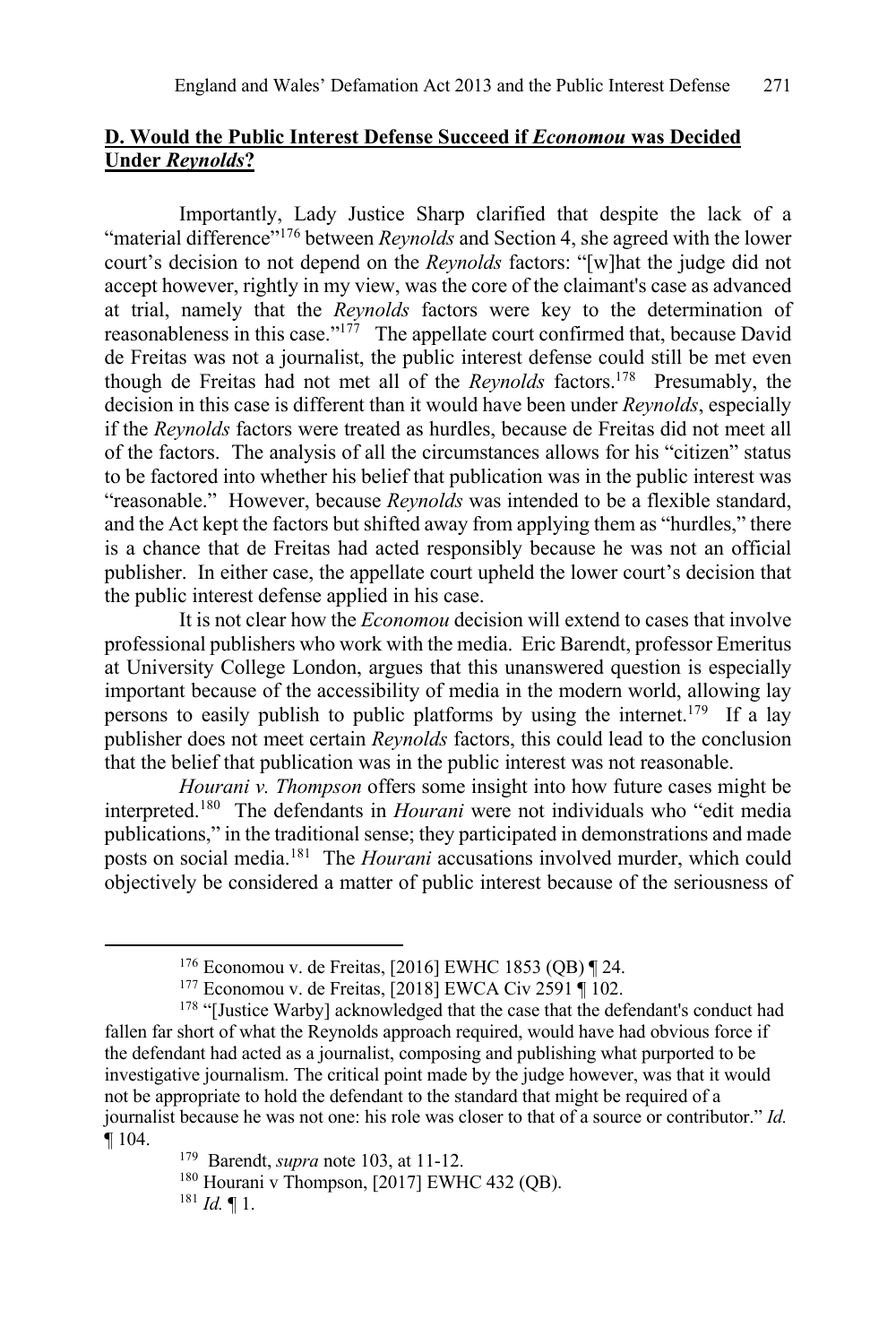## **D. Would the Public Interest Defense Succeed if *Economou* was Decided Under *Reynolds*?**

Importantly, Lady Justice Sharp clarified that despite the lack of a "material difference"[176] between *Reynolds* and Section 4, she agreed with the lower court's decision to not depend on the *Reynolds* factors: "[w]hat the judge did not accept however, rightly in my view, was the core of the claimant's case as advanced at trial, namely that the *Reynolds* factors were key to the determination of reasonableness in this case."[177] The appellate court confirmed that, because David de Freitas was not a journalist, the public interest defense could still be met even though de Freitas had not met all of the *Reynolds* factors.[178] Presumably, the decision in this case is different than it would have been under *Reynolds*, especially if the *Reynolds* factors were treated as hurdles, because de Freitas did not meet all of the factors. The analysis of all the circumstances allows for his "citizen" status to be factored into whether his belief that publication was in the public interest was "reasonable." However, because *Reynolds* was intended to be a flexible standard, and the Act kept the factors but shifted away from applying them as "hurdles," there is a chance that de Freitas had acted responsibly because he was not an official publisher. In either case, the appellate court upheld the lower court's decision that the public interest defense applied in his case.

It is not clear how the *Economou* decision will extend to cases that involve professional publishers who work with the media. Eric Barendt, professor Emeritus at University College London, argues that this unanswered question is especially important because of the accessibility of media in the modern world, allowing lay persons to easily publish to public platforms by using the internet.[179] If a lay publisher does not meet certain *Reynolds* factors, this could lead to the conclusion that the belief that publication was in the public interest was not reasonable.

*Hourani v. Thompson* offers some insight into how future cases might be interpreted.[180] The defendants in *Hourani* were not individuals who "edit media publications," in the traditional sense; they participated in demonstrations and made posts on social media.[181] The *Hourani* accusations involved murder, which could objectively be considered a matter of public interest because of the seriousness of

---

[176] Economou v. de Freitas, [2016] EWHC 1853 (QB) ¶ 24.

[177] Economou v. de Freitas, [2018] EWCA Civ 2591 ¶ 102.

[178] "[Justice Warby] acknowledged that the case that the defendant's conduct had fallen far short of what the Reynolds approach required, would have had obvious force if the defendant had acted as a journalist, composing and publishing what purported to be investigative journalism. The critical point made by the judge however, was that it would not be appropriate to hold the defendant to the standard that might be required of a journalist because he was not one: his role was closer to that of a source or contributor." *Id.* ¶ 104.

[179] Barendt, *supra* note 103, at 11-12.

[180] Hourani v Thompson, [2017] EWHC 432 (QB).

[181] *Id.* ¶ 1.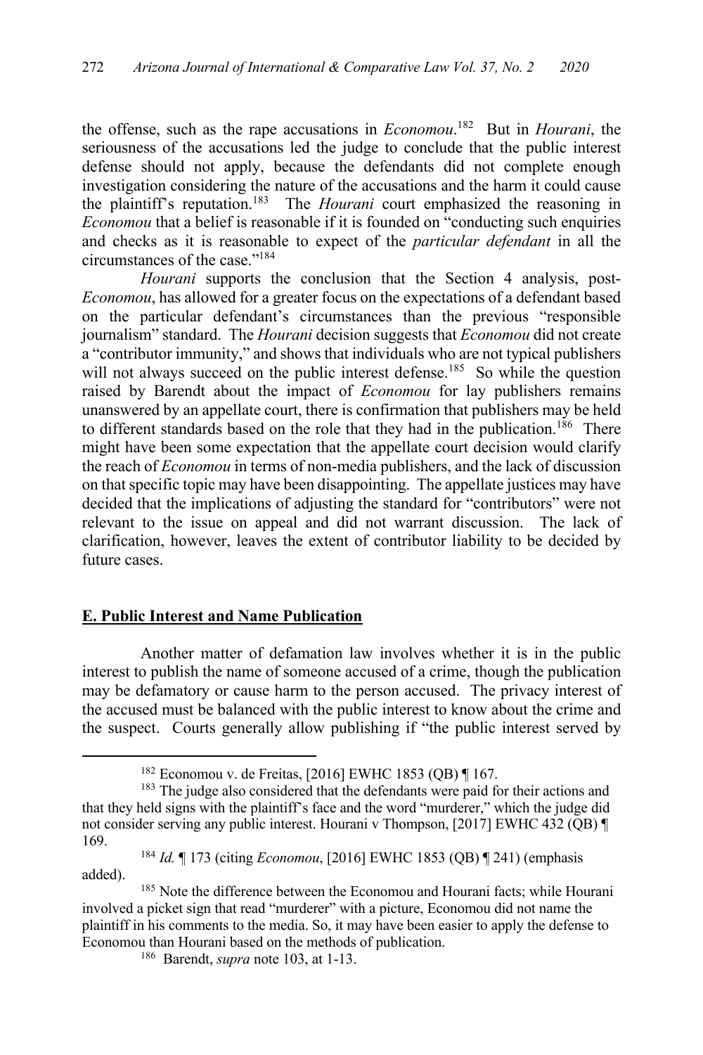the offense, such as the rape accusations in *Economou*.[182] But in *Hourani*, the seriousness of the accusations led the judge to conclude that the public interest defense should not apply, because the defendants did not complete enough investigation considering the nature of the accusations and the harm it could cause the plaintiff's reputation.[183] The *Hourani* court emphasized the reasoning in *Economou* that a belief is reasonable if it is founded on "conducting such enquiries and checks as it is reasonable to expect of the *particular defendant* in all the circumstances of the case."[184]

*Hourani* supports the conclusion that the Section 4 analysis, post-*Economou*, has allowed for a greater focus on the expectations of a defendant based on the particular defendant's circumstances than the previous "responsible journalism" standard. The *Hourani* decision suggests that *Economou* did not create a "contributor immunity," and shows that individuals who are not typical publishers will not always succeed on the public interest defense.[185] So while the question raised by Barendt about the impact of *Economou* for lay publishers remains unanswered by an appellate court, there is confirmation that publishers may be held to different standards based on the role that they had in the publication.[186] There might have been some expectation that the appellate court decision would clarify the reach of *Economou* in terms of non-media publishers, and the lack of discussion on that specific topic may have been disappointing. The appellate justices may have decided that the implications of adjusting the standard for "contributors" were not relevant to the issue on appeal and did not warrant discussion. The lack of clarification, however, leaves the extent of contributor liability to be decided by future cases.

## **E. Public Interest and Name Publication**

Another matter of defamation law involves whether it is in the public interest to publish the name of someone accused of a crime, though the publication may be defamatory or cause harm to the person accused. The privacy interest of the accused must be balanced with the public interest to know about the crime and the suspect. Courts generally allow publishing if "the public interest served by

---

[182] Economou v. de Freitas, [2016] EWHC 1853 (QB) ¶ 167.

[183] The judge also considered that the defendants were paid for their actions and that they held signs with the plaintiff's face and the word "murderer," which the judge did not consider serving any public interest. Hourani v Thompson, [2017] EWHC 432 (QB) ¶ 169.

[184] *Id.* ¶ 173 (citing *Economou*, [2016] EWHC 1853 (QB) ¶ 241) (emphasis added).

[185] Note the difference between the Economou and Hourani facts; while Hourani involved a picket sign that read "murderer" with a picture, Economou did not name the plaintiff in his comments to the media. So, it may have been easier to apply the defense to Economou than Hourani based on the methods of publication.

[186] Barendt, *supra* note 103, at 1-13.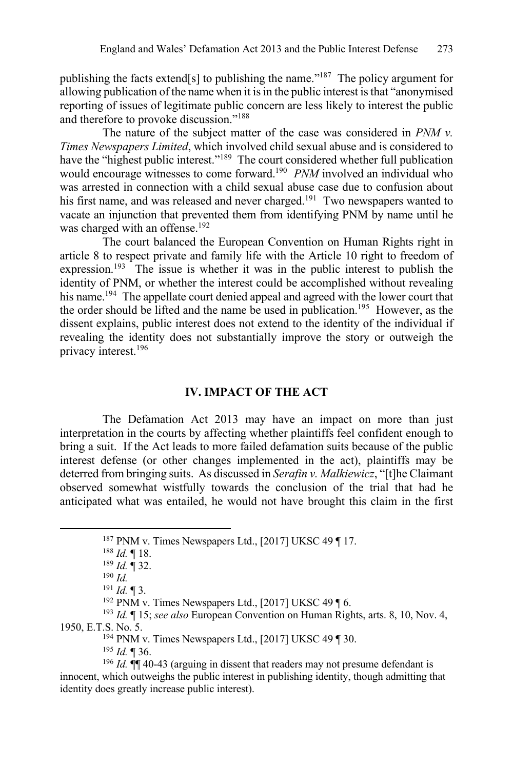publishing the facts extend[s] to publishing the name."[187] The policy argument for allowing publication of the name when it is in the public interest is that "anonymised reporting of issues of legitimate public concern are less likely to interest the public and therefore to provoke discussion."[188]

The nature of the subject matter of the case was considered in *PNM v. Times Newspapers Limited*, which involved child sexual abuse and is considered to have the "highest public interest."[189] The court considered whether full publication would encourage witnesses to come forward.[190] *PNM* involved an individual who was arrested in connection with a child sexual abuse case due to confusion about his first name, and was released and never charged.[191] Two newspapers wanted to vacate an injunction that prevented them from identifying PNM by name until he was charged with an offense.[192]

The court balanced the European Convention on Human Rights right in article 8 to respect private and family life with the Article 10 right to freedom of expression.[193] The issue is whether it was in the public interest to publish the identity of PNM, or whether the interest could be accomplished without revealing his name.[194] The appellate court denied appeal and agreed with the lower court that the order should be lifted and the name be used in publication.[195] However, as the dissent explains, public interest does not extend to the identity of the individual if revealing the identity does not substantially improve the story or outweigh the privacy interest.[196]

## IV. IMPACT OF THE ACT

The Defamation Act 2013 may have an impact on more than just interpretation in the courts by affecting whether plaintiffs feel confident enough to bring a suit. If the Act leads to more failed defamation suits because of the public interest defense (or other changes implemented in the act), plaintiffs may be deterred from bringing suits. As discussed in *Serafin v. Malkiewicz*, "[t]he Claimant observed somewhat wistfully towards the conclusion of the trial that had he anticipated what was entailed, he would not have brought this claim in the first

---

[187] PNM v. Times Newspapers Ltd., [2017] UKSC 49 ¶ 17.

[188] *Id.* ¶ 18.

[189] *Id.* ¶ 32.

[190] *Id.*

[191] *Id.* ¶ 3.

[192] PNM v. Times Newspapers Ltd., [2017] UKSC 49 ¶ 6.

[193] *Id.* ¶ 15; *see also* European Convention on Human Rights, arts. 8, 10, Nov. 4, 1950, E.T.S. No. 5.

[194] PNM v. Times Newspapers Ltd., [2017] UKSC 49 ¶ 30.

[195] *Id.* ¶ 36.

[196] *Id.* ¶¶ 40-43 (arguing in dissent that readers may not presume defendant is innocent, which outweighs the public interest in publishing identity, though admitting that identity does greatly increase public interest).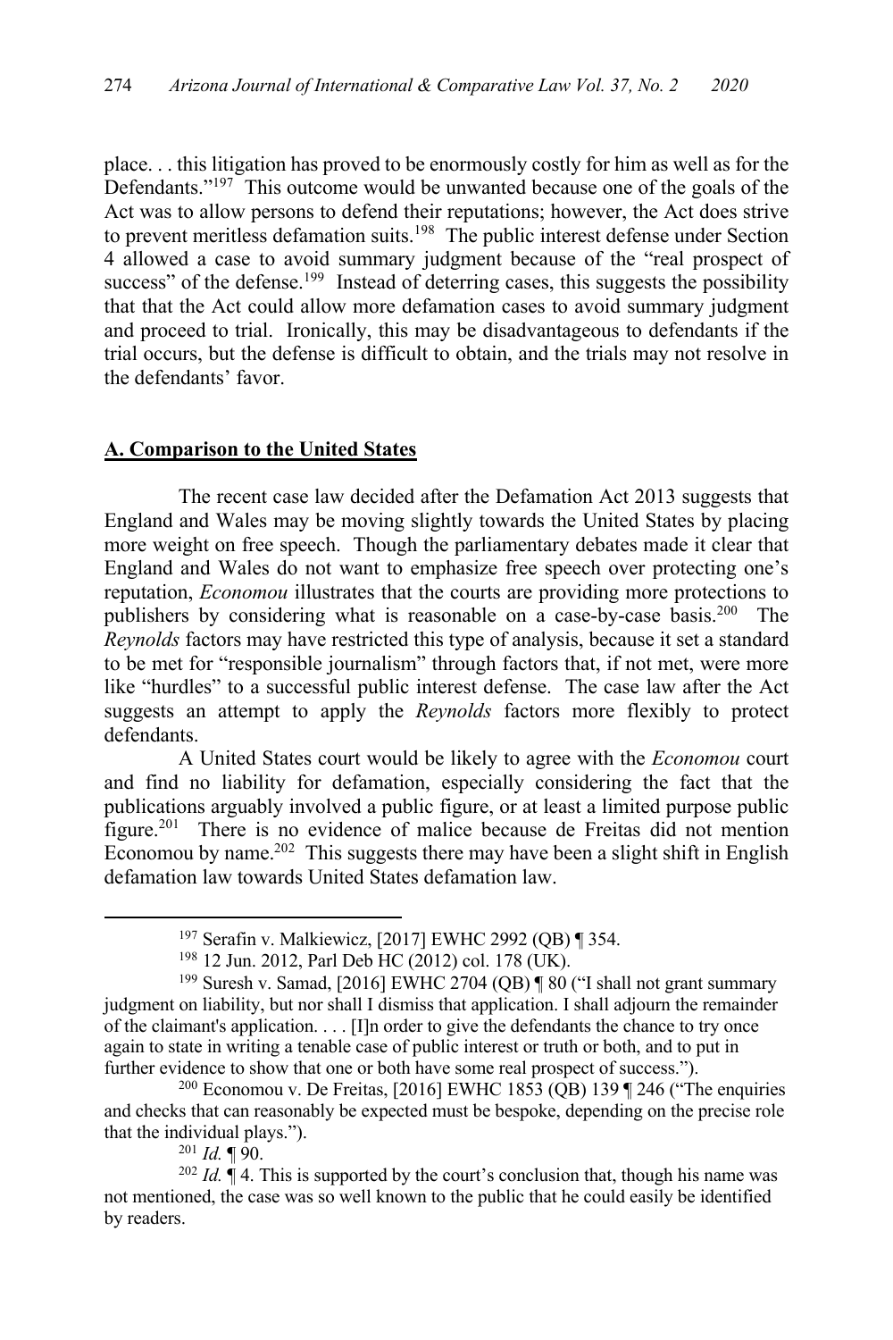place. . . this litigation has proved to be enormously costly for him as well as for the Defendants."[197] This outcome would be unwanted because one of the goals of the Act was to allow persons to defend their reputations; however, the Act does strive to prevent meritless defamation suits.[198] The public interest defense under Section 4 allowed a case to avoid summary judgment because of the "real prospect of success" of the defense.[199] Instead of deterring cases, this suggests the possibility that that the Act could allow more defamation cases to avoid summary judgment and proceed to trial. Ironically, this may be disadvantageous to defendants if the trial occurs, but the defense is difficult to obtain, and the trials may not resolve in the defendants' favor.

## A. Comparison to the United States

The recent case law decided after the Defamation Act 2013 suggests that England and Wales may be moving slightly towards the United States by placing more weight on free speech. Though the parliamentary debates made it clear that England and Wales do not want to emphasize free speech over protecting one's reputation, *Economou* illustrates that the courts are providing more protections to publishers by considering what is reasonable on a case-by-case basis.[200] The *Reynolds* factors may have restricted this type of analysis, because it set a standard to be met for "responsible journalism" through factors that, if not met, were more like "hurdles" to a successful public interest defense. The case law after the Act suggests an attempt to apply the *Reynolds* factors more flexibly to protect defendants.

A United States court would be likely to agree with the *Economou* court and find no liability for defamation, especially considering the fact that the publications arguably involved a public figure, or at least a limited purpose public figure.[201] There is no evidence of malice because de Freitas did not mention Economou by name.[202] This suggests there may have been a slight shift in English defamation law towards United States defamation law.

---

[197] Serafin v. Malkiewicz, [2017] EWHC 2992 (QB) ¶ 354.

[198] 12 Jun. 2012, Parl Deb HC (2012) col. 178 (UK).

[199] Suresh v. Samad, [2016] EWHC 2704 (QB) ¶ 80 ("I shall not grant summary judgment on liability, but nor shall I dismiss that application. I shall adjourn the remainder of the claimant's application. . . . [I]n order to give the defendants the chance to try once again to state in writing a tenable case of public interest or truth or both, and to put in further evidence to show that one or both have some real prospect of success.").

[200] Economou v. De Freitas, [2016] EWHC 1853 (QB) 139 ¶ 246 ("The enquiries and checks that can reasonably be expected must be bespoke, depending on the precise role that the individual plays.").

[201] *Id.* ¶ 90.

[202] *Id.* ¶ 4. This is supported by the court's conclusion that, though his name was not mentioned, the case was so well known to the public that he could easily be identified by readers.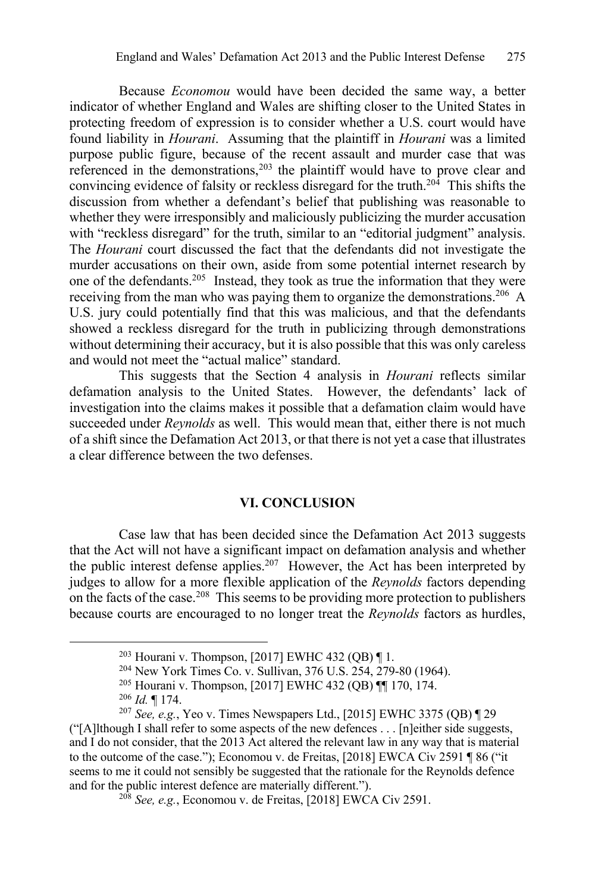Because *Economou* would have been decided the same way, a better indicator of whether England and Wales are shifting closer to the United States in protecting freedom of expression is to consider whether a U.S. court would have found liability in *Hourani*. Assuming that the plaintiff in *Hourani* was a limited purpose public figure, because of the recent assault and murder case that was referenced in the demonstrations,[203] the plaintiff would have to prove clear and convincing evidence of falsity or reckless disregard for the truth.[204] This shifts the discussion from whether a defendant's belief that publishing was reasonable to whether they were irresponsibly and maliciously publicizing the murder accusation with "reckless disregard" for the truth, similar to an "editorial judgment" analysis. The *Hourani* court discussed the fact that the defendants did not investigate the murder accusations on their own, aside from some potential internet research by one of the defendants.[205] Instead, they took as true the information that they were receiving from the man who was paying them to organize the demonstrations.[206] A U.S. jury could potentially find that this was malicious, and that the defendants showed a reckless disregard for the truth in publicizing through demonstrations without determining their accuracy, but it is also possible that this was only careless and would not meet the "actual malice" standard.

This suggests that the Section 4 analysis in *Hourani* reflects similar defamation analysis to the United States. However, the defendants' lack of investigation into the claims makes it possible that a defamation claim would have succeeded under *Reynolds* as well. This would mean that, either there is not much of a shift since the Defamation Act 2013, or that there is not yet a case that illustrates a clear difference between the two defenses.

## VI. CONCLUSION

Case law that has been decided since the Defamation Act 2013 suggests that the Act will not have a significant impact on defamation analysis and whether the public interest defense applies.[207] However, the Act has been interpreted by judges to allow for a more flexible application of the *Reynolds* factors depending on the facts of the case.[208] This seems to be providing more protection to publishers because courts are encouraged to no longer treat the *Reynolds* factors as hurdles,

---

[203] Hourani v. Thompson, [2017] EWHC 432 (QB) ¶ 1.

[204] New York Times Co. v. Sullivan, 376 U.S. 254, 279-80 (1964).

[205] Hourani v. Thompson, [2017] EWHC 432 (QB) ¶¶ 170, 174.

[206] *Id.* ¶ 174.

[207] *See, e.g.*, Yeo v. Times Newspapers Ltd., [2015] EWHC 3375 (QB) ¶ 29 ("[A]lthough I shall refer to some aspects of the new defences . . . [n]either side suggests, and I do not consider, that the 2013 Act altered the relevant law in any way that is material to the outcome of the case."); Economou v. de Freitas, [2018] EWCA Civ 2591 ¶ 86 ("it seems to me it could not sensibly be suggested that the rationale for the Reynolds defence and for the public interest defence are materially different.").

[208] *See, e.g.*, Economou v. de Freitas, [2018] EWCA Civ 2591.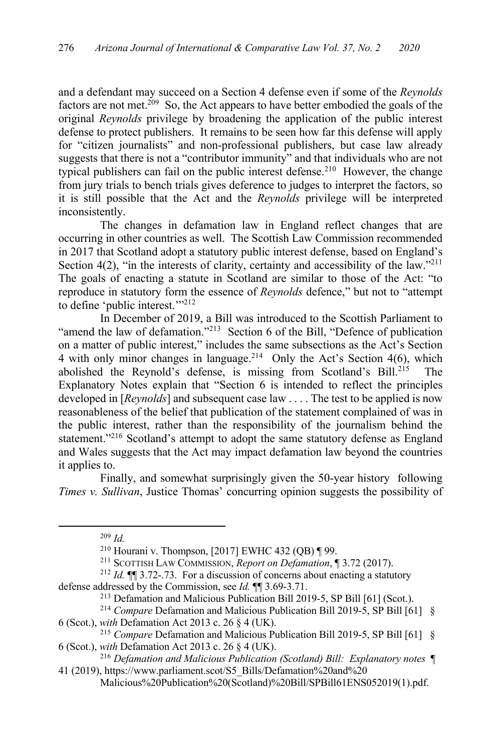and a defendant may succeed on a Section 4 defense even if some of the *Reynolds* factors are not met.[209] So, the Act appears to have better embodied the goals of the original *Reynolds* privilege by broadening the application of the public interest defense to protect publishers. It remains to be seen how far this defense will apply for "citizen journalists" and non-professional publishers, but case law already suggests that there is not a "contributor immunity" and that individuals who are not typical publishers can fail on the public interest defense.[210] However, the change from jury trials to bench trials gives deference to judges to interpret the factors, so it is still possible that the Act and the *Reynolds* privilege will be interpreted inconsistently.

The changes in defamation law in England reflect changes that are occurring in other countries as well. The Scottish Law Commission recommended in 2017 that Scotland adopt a statutory public interest defense, based on England's Section 4(2), "in the interests of clarity, certainty and accessibility of the law."[211] The goals of enacting a statute in Scotland are similar to those of the Act: "to reproduce in statutory form the essence of *Reynolds* defence," but not to "attempt to define 'public interest.'"[212]

In December of 2019, a Bill was introduced to the Scottish Parliament to "amend the law of defamation."[213] Section 6 of the Bill, "Defence of publication on a matter of public interest," includes the same subsections as the Act's Section 4 with only minor changes in language.[214] Only the Act's Section 4(6), which abolished the Reynold's defense, is missing from Scotland's Bill.[215] The Explanatory Notes explain that "Section 6 is intended to reflect the principles developed in [*Reynolds*] and subsequent case law . . . . The test to be applied is now reasonableness of the belief that publication of the statement complained of was in the public interest, rather than the responsibility of the journalism behind the statement."[216] Scotland's attempt to adopt the same statutory defense as England and Wales suggests that the Act may impact defamation law beyond the countries it applies to.

Finally, and somewhat surprisingly given the 50-year history following *Times v. Sullivan*, Justice Thomas' concurring opinion suggests the possibility of

---

[209] *Id.*

[210] Hourani v. Thompson, [2017] EWHC 432 (QB) ¶ 99.

[211] SCOTTISH LAW COMMISSION, *Report on Defamation*, ¶ 3.72 (2017).

[212] *Id.* ¶¶ 3.72-.73. For a discussion of concerns about enacting a statutory defense addressed by the Commission, see *Id.* ¶¶ 3.69-3.71.

[213] Defamation and Malicious Publication Bill 2019-5, SP Bill [61] (Scot.).

[214] *Compare* Defamation and Malicious Publication Bill 2019-5, SP Bill [61] § 6 (Scot.), *with* Defamation Act 2013 c. 26 § 4 (UK).

[215] *Compare* Defamation and Malicious Publication Bill 2019-5, SP Bill [61] § 6 (Scot.), *with* Defamation Act 2013 c. 26 § 4 (UK).

[216] *Defamation and Malicious Publication (Scotland) Bill: Explanatory notes* ¶ 41 (2019), https://www.parliament.scot/S5_Bills/Defamation%20and%20Malicious%20Publication%20(Scotland)%20Bill/SPBill61ENS052019(1).pdf.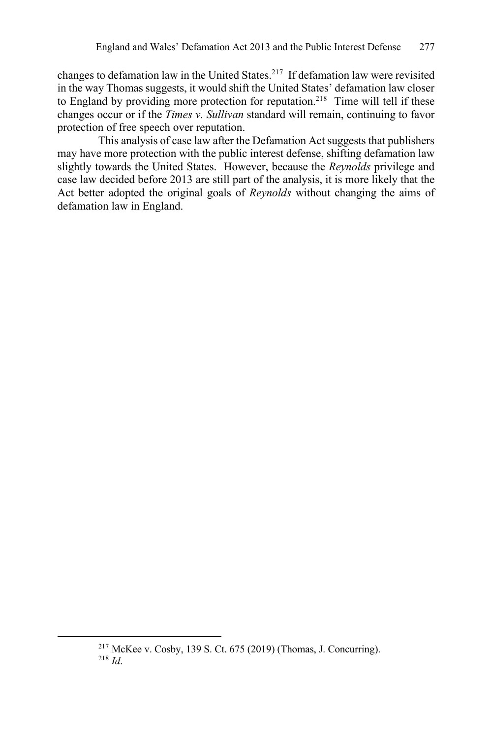changes to defamation law in the United States.[217] If defamation law were revisited in the way Thomas suggests, it would shift the United States' defamation law closer to England by providing more protection for reputation.[218] Time will tell if these changes occur or if the *Times v. Sullivan* standard will remain, continuing to favor protection of free speech over reputation.

This analysis of case law after the Defamation Act suggests that publishers may have more protection with the public interest defense, shifting defamation law slightly towards the United States. However, because the *Reynolds* privilege and case law decided before 2013 are still part of the analysis, it is more likely that the Act better adopted the original goals of *Reynolds* without changing the aims of defamation law in England.

---

[217] McKee v. Cosby, 139 S. Ct. 675 (2019) (Thomas, J. Concurring).

[218] *Id*.